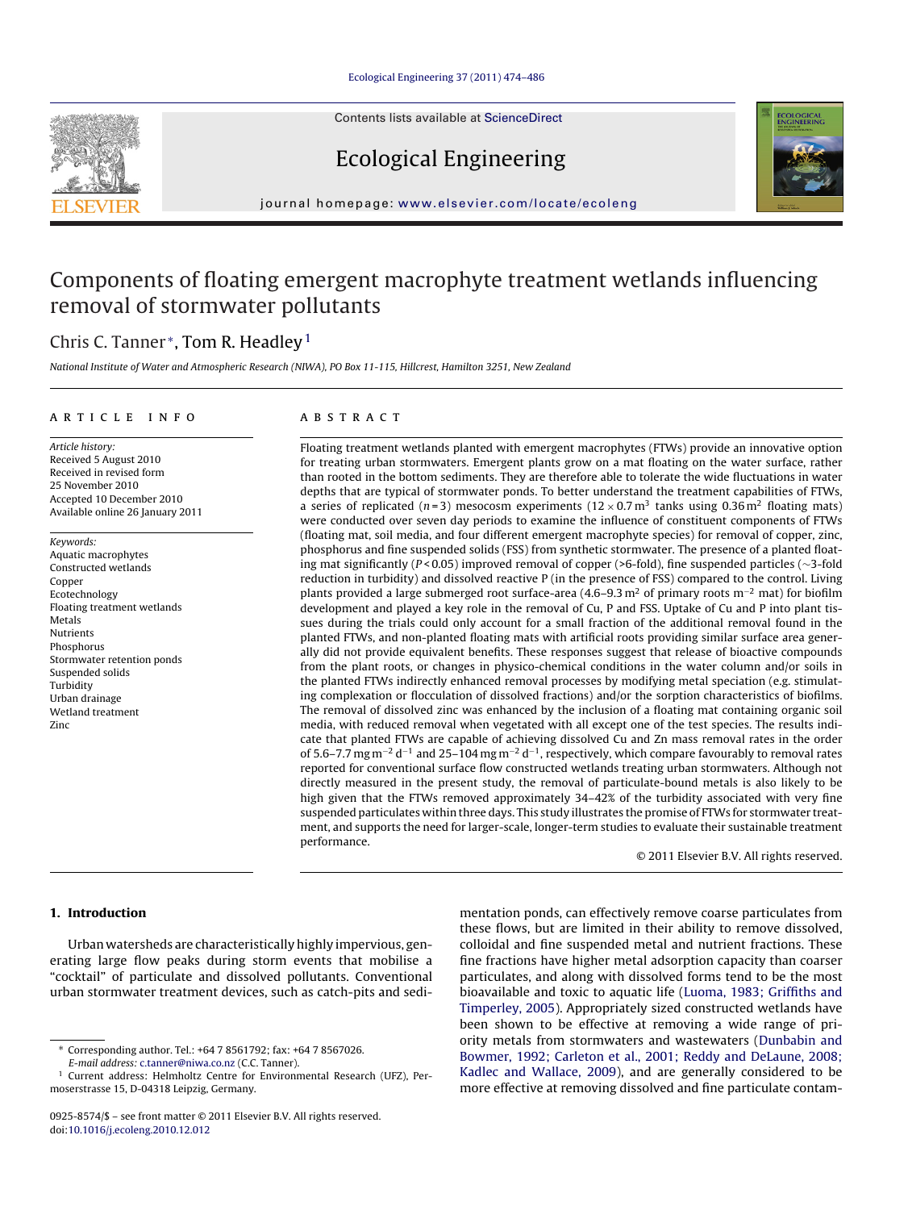# Components of floating emergent macrophyte treatment wetlands influencing removal of stormwater pollutants

Chris C. Tanner*, Tom R. Headley[1]

*National Institute of Water and Atmospheric Research (NIWA), PO Box 11-115, Hillcrest, Hamilton 3251, New Zealand*

## ARTICLE INFO

*Article history:*
Received 5 August 2010
Received in revised form
25 November 2010
Accepted 10 December 2010
Available online 26 January 2011

*Keywords:*
Aquatic macrophytes
Constructed wetlands
Copper
Ecotechnology
Floating treatment wetlands
Metals
Nutrients
Phosphorus
Stormwater retention ponds
Suspended solids
Turbidity
Urban drainage
Wetland treatment
Zinc

## ABSTRACT

Floating treatment wetlands planted with emergent macrophytes (FTWs) provide an innovative option for treating urban stormwaters. Emergent plants grow on a mat floating on the water surface, rather than rooted in the bottom sediments. They are therefore able to tolerate the wide fluctuations in water depths that are typical of stormwater ponds. To better understand the treatment capabilities of FTWs, a series of replicated ($n = 3$) mesocosm experiments ($12 \times 0.7\,m^3$ tanks using $0.36\,m^2$ floating mats) were conducted over seven day periods to examine the influence of constituent components of FTWs (floating mat, soil media, and four different emergent macrophyte species) for removal of copper, zinc, phosphorus and fine suspended solids (FSS) from synthetic stormwater. The presence of a planted floating mat significantly ($P < 0.05$) improved removal of copper (>6-fold), fine suspended particles (~3-fold reduction in turbidity) and dissolved reactive P (in the presence of FSS) compared to the control. Living plants provided a large submerged root surface-area ($4.6$–$9.3\,m^2$ of primary roots $m^{-2}$ mat) for biofilm development and played a key role in the removal of Cu, P and FSS. Uptake of Cu and P into plant tissues during the trials could only account for a small fraction of the additional removal found in the planted FTWs, and non-planted floating mats with artificial roots providing similar surface area generally did not provide equivalent benefits. These responses suggest that release of bioactive compounds from the plant roots, or changes in physico-chemical conditions in the water column and/or soils in the planted FTWs indirectly enhanced removal processes by modifying metal speciation (e.g. stimulating complexation or flocculation of dissolved fractions) and/or the sorption characteristics of biofilms. The removal of dissolved zinc was enhanced by the inclusion of a floating mat containing organic soil media, with reduced removal when vegetated with all except one of the test species. The results indicate that planted FTWs are capable of achieving dissolved Cu and Zn mass removal rates in the order of $5.6$–$7.7\,mg\,m^{-2}\,d^{-1}$ and $25$–$104\,mg\,m^{-2}\,d^{-1}$, respectively, which compare favourably to removal rates reported for conventional surface flow constructed wetlands treating urban stormwaters. Although not directly measured in the present study, the removal of particulate-bound metals is also likely to be high given that the FTWs removed approximately 34–42% of the turbidity associated with very fine suspended particulates within three days. This study illustrates the promise of FTWs for stormwater treatment, and supports the need for larger-scale, longer-term studies to evaluate their sustainable treatment performance.

© 2011 Elsevier B.V. All rights reserved.

## 1. Introduction

Urban watersheds are characteristically highly impervious, generating large flow peaks during storm events that mobilise a "cocktail" of particulate and dissolved pollutants. Conventional urban stormwater treatment devices, such as catch-pits and sedimentation ponds, can effectively remove coarse particulates from these flows, but are limited in their ability to remove dissolved, colloidal and fine suspended metal and nutrient fractions. These fine fractions have higher metal adsorption capacity than coarser particulates, and along with dissolved forms tend to be the most bioavailable and toxic to aquatic life (Luoma, 1983; Griffiths and Timperley, 2005). Appropriately sized constructed wetlands have been shown to be effective at removing a wide range of priority metals from stormwaters and wastewaters (Dunbabin and Bowmer, 1992; Carleton et al., 2001; Reddy and DeLaune, 2008; Kadlec and Wallace, 2009), and are generally considered to be more effective at removing dissolved and fine particulate contam-

---

* Corresponding author. Tel.: +64 7 8561792; fax: +64 7 8567026.
*E-mail address:* c.tanner@niwa.co.nz (C.C. Tanner).
[1] Current address: Helmholtz Centre for Environmental Research (UFZ), Permoserstrasse 15, D-04318 Leipzig, Germany.

0925-8574/$ – see front matter © 2011 Elsevier B.V. All rights reserved.
doi:10.1016/j.ecoleng.2010.12.012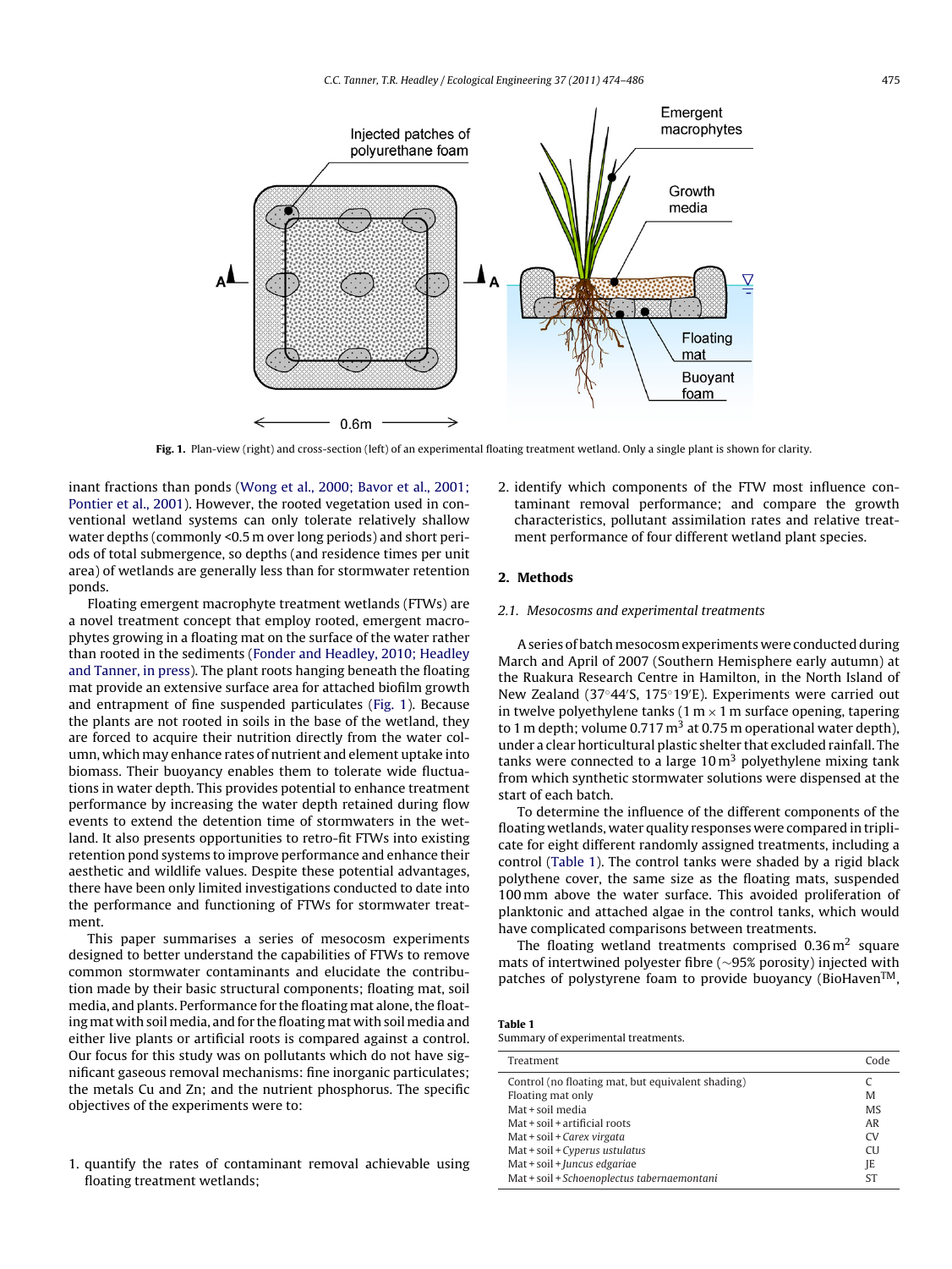Fig. 1. Plan-view (right) and cross-section (left) of an experimental floating treatment wetland. Only a single plant is shown for clarity.

inant fractions than ponds (Wong et al., 2000; Bavor et al., 2001; Pontier et al., 2001). However, the rooted vegetation used in conventional wetland systems can only tolerate relatively shallow water depths (commonly <0.5 m over long periods) and short periods of total submergence, so depths (and residence times per unit area) of wetlands are generally less than for stormwater retention ponds.

Floating emergent macrophyte treatment wetlands (FTWs) are a novel treatment concept that employ rooted, emergent macrophytes growing in a floating mat on the surface of the water rather than rooted in the sediments (Fonder and Headley, 2010; Headley and Tanner, in press). The plant roots hanging beneath the floating mat provide an extensive surface area for attached biofilm growth and entrapment of fine suspended particulates (Fig. 1). Because the plants are not rooted in soils in the base of the wetland, they are forced to acquire their nutrition directly from the water column, which may enhance rates of nutrient and element uptake into biomass. Their buoyancy enables them to tolerate wide fluctuations in water depth. This provides potential to enhance treatment performance by increasing the water depth retained during flow events to extend the detention time of stormwaters in the wetland. It also presents opportunities to retro-fit FTWs into existing retention pond systems to improve performance and enhance their aesthetic and wildlife values. Despite these potential advantages, there have been only limited investigations conducted to date into the performance and functioning of FTWs for stormwater treatment.

This paper summarises a series of mesocosm experiments designed to better understand the capabilities of FTWs to remove common stormwater contaminants and elucidate the contribution made by their basic structural components; floating mat, soil media, and plants. Performance for the floating mat alone, the floating mat with soil media, and for the floating mat with soil media and either live plants or artificial roots is compared against a control. Our focus for this study was on pollutants which do not have significant gaseous removal mechanisms: fine inorganic particulates; the metals Cu and Zn; and the nutrient phosphorus. The specific objectives of the experiments were to:

1. quantify the rates of contaminant removal achievable using floating treatment wetlands;
2. identify which components of the FTW most influence contaminant removal performance; and compare the growth characteristics, pollutant assimilation rates and relative treatment performance of four different wetland plant species.

## 2. Methods

### 2.1. Mesocosms and experimental treatments

A series of batch mesocosm experiments were conducted during March and April of 2007 (Southern Hemisphere early autumn) at the Ruakura Research Centre in Hamilton, in the North Island of New Zealand (37°44′S, 175°19′E). Experiments were carried out in twelve polyethylene tanks (1 m × 1 m surface opening, tapering to 1 m depth; volume 0.717 $m^3$ at 0.75 m operational water depth), under a clear horticultural plastic shelter that excluded rainfall. The tanks were connected to a large 10 $m^3$ polyethylene mixing tank from which synthetic stormwater solutions were dispensed at the start of each batch.

To determine the influence of the different components of the floating wetlands, water quality responses were compared in triplicate for eight different randomly assigned treatments, including a control (Table 1). The control tanks were shaded by a rigid black polythene cover, the same size as the floating mats, suspended 100 mm above the water surface. This avoided proliferation of planktonic and attached algae in the control tanks, which would have complicated comparisons between treatments.

The floating wetland treatments comprised 0.36 $m^2$ square mats of intertwined polyester fibre (∼95% porosity) injected with patches of polystyrene foam to provide buoyancy (BioHaven™,

**Table 1**
Summary of experimental treatments.

| Treatment | Code |
|---|---|
| Control (no floating mat, but equivalent shading) | C |
| Floating mat only | M |
| Mat + soil media | MS |
| Mat + soil + artificial roots | AR |
| Mat + soil + *Carex virgata* | CV |
| Mat + soil + *Cyperus ustulatus* | CU |
| Mat + soil + *Juncus edgariae* | JE |
| Mat + soil + *Schoenoplectus tabernaemontani* | ST |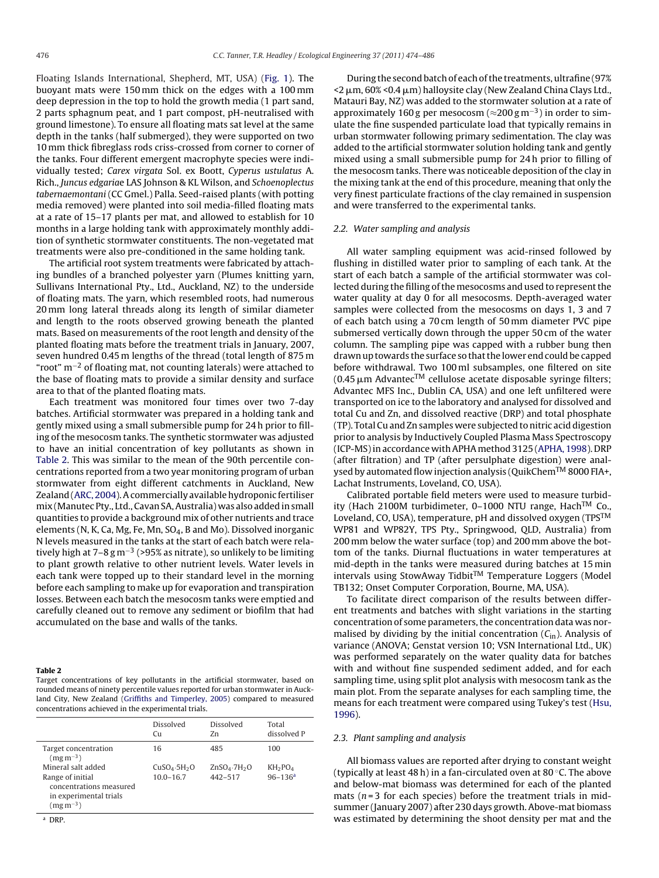Floating Islands International, Shepherd, MT, USA) (Fig. 1). The buoyant mats were 150 mm thick on the edges with a 100 mm deep depression in the top to hold the growth media (1 part sand, 2 parts sphagnum peat, and 1 part compost, pH-neutralised with ground limestone). To ensure all floating mats sat level at the same depth in the tanks (half submerged), they were supported on two 10 mm thick fibreglass rods criss-crossed from corner to corner of the tanks. Four different emergent macrophyte species were individually tested; *Carex virgata* Sol. ex Boott, *Cyperus ustulatus* A. Rich., *Juncus edgariae* LAS Johnson & KL Wilson, and *Schoenoplectus tabernaemontani* (CC Gmel.) Palla. Seed-raised plants (with potting media removed) were planted into soil media-filled floating mats at a rate of 15–17 plants per mat, and allowed to establish for 10 months in a large holding tank with approximately monthly addition of synthetic stormwater constituents. The non-vegetated mat treatments were also pre-conditioned in the same holding tank.

The artificial root system treatments were fabricated by attaching bundles of a branched polyester yarn (Plumes knitting yarn, Sullivans International Pty., Ltd., Auckland, NZ) to the underside of floating mats. The yarn, which resembled roots, had numerous 20 mm long lateral threads along its length of similar diameter and length to the roots observed growing beneath the planted mats. Based on measurements of the root length and density of the planted floating mats before the treatment trials in January, 2007, seven hundred 0.45 m lengths of the thread (total length of 875 m "root" $m^{-2}$ of floating mat, not counting laterals) were attached to the base of floating mats to provide a similar density and surface area to that of the planted floating mats.

Each treatment was monitored four times over two 7-day batches. Artificial stormwater was prepared in a holding tank and gently mixed using a small submersible pump for 24 h prior to filling of the mesocosm tanks. The synthetic stormwater was adjusted to have an initial concentration of key pollutants as shown in Table 2. This was similar to the mean of the 90th percentile concentrations reported from a two year monitoring program of urban stormwater from eight different catchments in Auckland, New Zealand (ARC, 2004). A commercially available hydroponic fertiliser mix (Manutec Pty., Ltd., Cavan SA, Australia) was also added in small quantities to provide a background mix of other nutrients and trace elements (N, K, Ca, Mg, Fe, Mn, $SO_4$, B and Mo). Dissolved inorganic N levels measured in the tanks at the start of each batch were relatively high at 7–8 g $m^{-3}$ (>95% as nitrate), so unlikely to be limiting to plant growth relative to other nutrient levels. Water levels in each tank were topped up to their standard level in the morning before each sampling to make up for evaporation and transpiration losses. Between each batch the mesocosm tanks were emptied and carefully cleaned out to remove any sediment or biofilm that had accumulated on the base and walls of the tanks.

**Table 2**
Target concentrations of key pollutants in the artificial stormwater, based on rounded means of ninety percentile values reported for urban stormwater in Auckland City, New Zealand (Griffiths and Timperley, 2005) compared to measured concentrations achieved in the experimental trials.

| | Dissolved Cu | Dissolved Zn | Total dissolved P |
|---|---|---|---|
| Target concentration ($mg\,m^{-3}$) | 16 | 485 | 100 |
| Mineral salt added | $CuSO_4{\cdot}5H_2O$ | $ZnSO_4{\cdot}7H_2O$ | $KH_2PO_4$ |
| Range of initial concentrations measured in experimental trials ($mg\,m^{-3}$) | 10.0–16.7 | 442–517 | 96–136[a] |

[a] DRP.

During the second batch of each of the treatments, ultrafine (97% <2 μm, 60% <0.4 μm) halloysite clay (New Zealand China Clays Ltd., Matauri Bay, NZ) was added to the stormwater solution at a rate of approximately 160 g per mesocosm (≈200 g $m^{-3}$) in order to simulate the fine suspended particulate load that typically remains in urban stormwater following primary sedimentation. The clay was added to the artificial stormwater solution holding tank and gently mixed using a small submersible pump for 24 h prior to filling of the mesocosm tanks. There was noticeable deposition of the clay in the mixing tank at the end of this procedure, meaning that only the very finest particulate fractions of the clay remained in suspension and were transferred to the experimental tanks.

### 2.2. Water sampling and analysis

All water sampling equipment was acid-rinsed followed by flushing in distilled water prior to sampling of each tank. At the start of each batch a sample of the artificial stormwater was collected during the filling of the mesocosms and used to represent the water quality at day 0 for all mesocosms. Depth-averaged water samples were collected from the mesocosms on days 1, 3 and 7 of each batch using a 70 cm length of 50 mm diameter PVC pipe submersed vertically down through the upper 50 cm of the water column. The sampling pipe was capped with a rubber bung then drawn up towards the surface so that the lower end could be capped before withdrawal. Two 100 ml subsamples, one filtered on site (0.45 μm Advantec™ cellulose acetate disposable syringe filters; Advantec MFS Inc., Dublin CA, USA) and one left unfiltered were transported on ice to the laboratory and analysed for dissolved and total Cu and Zn, and dissolved reactive (DRP) and total phosphate (TP). Total Cu and Zn samples were subjected to nitric acid digestion prior to analysis by Inductively Coupled Plasma Mass Spectroscopy (ICP-MS) in accordance with APHA method 3125 (APHA, 1998). DRP (after filtration) and TP (after persulphate digestion) were analysed by automated flow injection analysis (QuikChem™ 8000 FIA+, Lachat Instruments, Loveland, CO, USA).

Calibrated portable field meters were used to measure turbidity (Hach 2100M turbidimeter, 0–1000 NTU range, Hach™ Co., Loveland, CO, USA), temperature, pH and dissolved oxygen (TPS™ WP81 and WP82Y, TPS Pty., Springwood, QLD, Australia) from 200 mm below the water surface (top) and 200 mm above the bottom of the tanks. Diurnal fluctuations in water temperatures at mid-depth in the tanks were measured during batches at 15 min intervals using StowAway Tidbit™ Temperature Loggers (Model TB132; Onset Computer Corporation, Bourne, MA, USA).

To facilitate direct comparison of the results between different treatments and batches with slight variations in the starting concentration of some parameters, the concentration data was normalised by dividing by the initial concentration ($C_{in}$). Analysis of variance (ANOVA; Genstat version 10; VSN International Ltd., UK) was performed separately on the water quality data for batches with and without fine suspended sediment added, and for each sampling time, using split plot analysis with mesocosm tank as the main plot. From the separate analyses for each sampling time, the means for each treatment were compared using Tukey's test (Hsu, 1996).

### 2.3. Plant sampling and analysis

All biomass values are reported after drying to constant weight (typically at least 48 h) in a fan-circulated oven at 80 °C. The above and below-mat biomass was determined for each of the planted mats ($n = 3$ for each species) before the treatment trials in mid-summer (January 2007) after 230 days growth. Above-mat biomass was estimated by determining the shoot density per mat and the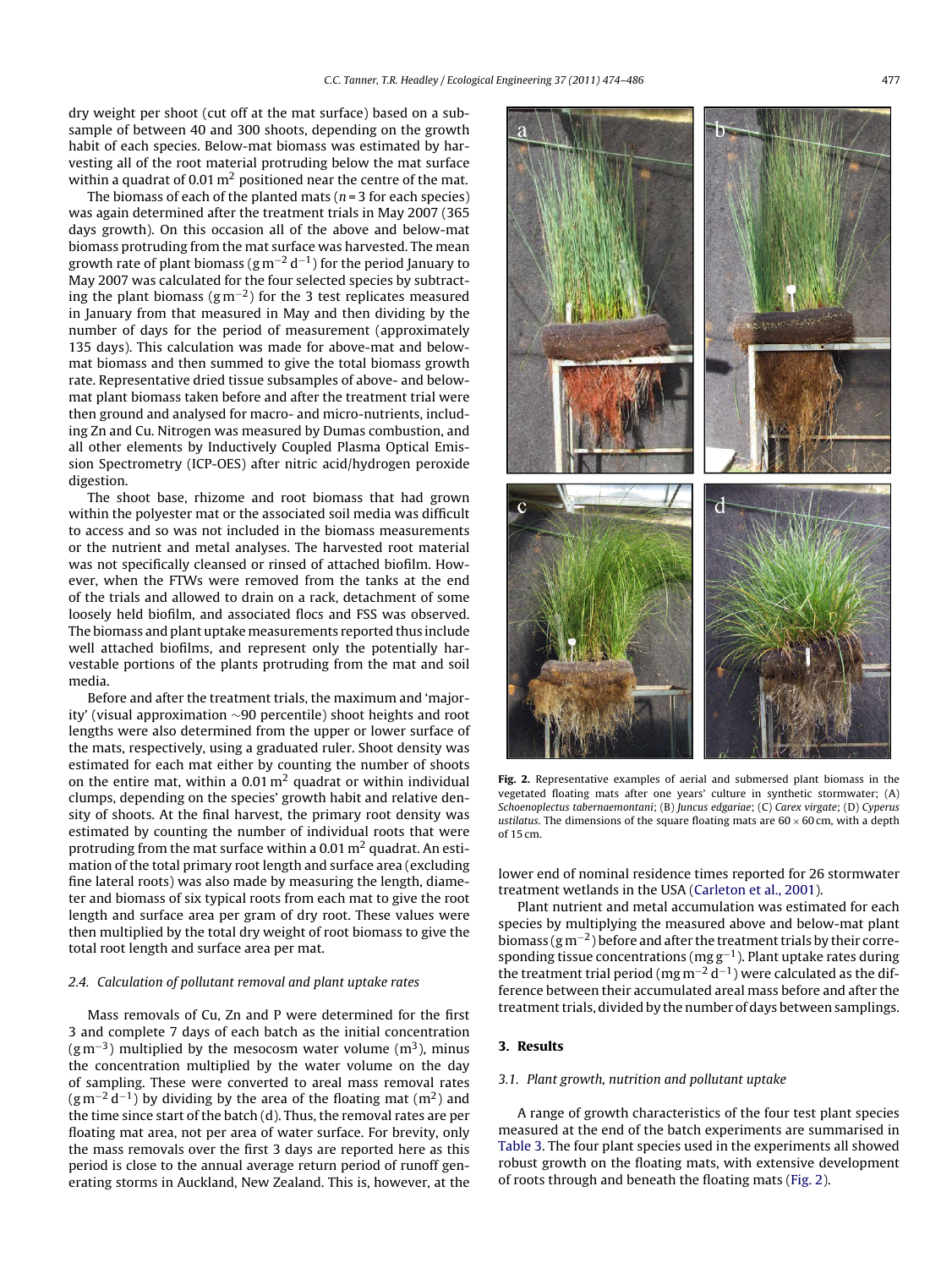dry weight per shoot (cut off at the mat surface) based on a subsample of between 40 and 300 shoots, depending on the growth habit of each species. Below-mat biomass was estimated by harvesting all of the root material protruding below the mat surface within a quadrat of 0.01 $m^2$ positioned near the centre of the mat.

The biomass of each of the planted mats ($n = 3$ for each species) was again determined after the treatment trials in May 2007 (365 days growth). On this occasion all of the above and below-mat biomass protruding from the mat surface was harvested. The mean growth rate of plant biomass ($g\,m^{-2}\,d^{-1}$) for the period January to May 2007 was calculated for the four selected species by subtracting the plant biomass ($g\,m^{-2}$) for the 3 test replicates measured in January from that measured in May and then dividing by the number of days for the period of measurement (approximately 135 days). This calculation was made for above-mat and below-mat biomass and then summed to give the total biomass growth rate. Representative dried tissue subsamples of above- and below-mat plant biomass taken before and after the treatment trial were then ground and analysed for macro- and micro-nutrients, including Zn and Cu. Nitrogen was measured by Dumas combustion, and all other elements by Inductively Coupled Plasma Optical Emission Spectrometry (ICP-OES) after nitric acid/hydrogen peroxide digestion.

The shoot base, rhizome and root biomass that had grown within the polyester mat or the associated soil media was difficult to access and so was not included in the biomass measurements or the nutrient and metal analyses. The harvested root material was not specifically cleansed or rinsed of attached biofilm. However, when the FTWs were removed from the tanks at the end of the trials and allowed to drain on a rack, detachment of some loosely held biofilm, and associated flocs and FSS was observed. The biomass and plant uptake measurements reported thus include well attached biofilms, and represent only the potentially harvestable portions of the plants protruding from the mat and soil media.

Before and after the treatment trials, the maximum and 'majority' (visual approximation ~90 percentile) shoot heights and root lengths were also determined from the upper or lower surface of the mats, respectively, using a graduated ruler. Shoot density was estimated for each mat either by counting the number of shoots on the entire mat, within a 0.01 $m^2$ quadrat or within individual clumps, depending on the species' growth habit and relative density of shoots. At the final harvest, the primary root density was estimated by counting the number of individual roots that were protruding from the mat surface within a 0.01 $m^2$ quadrat. An estimation of the total primary root length and surface area (excluding fine lateral roots) was also made by measuring the length, diameter and biomass of six typical roots from each mat to give the root length and surface area per gram of dry root. These values were then multiplied by the total dry weight of root biomass to give the total root length and surface area per mat.

### 2.4. Calculation of pollutant removal and plant uptake rates

Mass removals of Cu, Zn and P were determined for the first 3 and complete 7 days of each batch as the initial concentration ($g\,m^{-3}$) multiplied by the mesocosm water volume ($m^3$), minus the concentration multiplied by the water volume on the day of sampling. These were converted to areal mass removal rates ($g\,m^{-2}\,d^{-1}$) by dividing by the area of the floating mat ($m^2$) and the time since start of the batch (d). Thus, the removal rates are per floating mat area, not per area of water surface. For brevity, only the mass removals over the first 3 days are reported here as this period is close to the annual average return period of runoff generating storms in Auckland, New Zealand. This is, however, at the lower end of nominal residence times reported for 26 stormwater treatment wetlands in the USA (Carleton et al., 2001).

Plant nutrient and metal accumulation was estimated for each species by multiplying the measured above and below-mat plant biomass ($g\,m^{-2}$) before and after the treatment trials by their corresponding tissue concentrations ($mg\,g^{-1}$). Plant uptake rates during the treatment trial period ($mg\,m^{-2}\,d^{-1}$) were calculated as the difference between their accumulated areal mass before and after the treatment trials, divided by the number of days between samplings.

**Fig. 2.** Representative examples of aerial and submersed plant biomass in the vegetated floating mats after one years' culture in synthetic stormwater; (A) *Schoenoplectus tabernaemontani*; (B) *Juncus edgariae*; (C) *Carex virgate*; (D) *Cyperus ustilatus*. The dimensions of the square floating mats are 60 × 60 cm, with a depth of 15 cm.

## 3. Results

### 3.1. Plant growth, nutrition and pollutant uptake

A range of growth characteristics of the four test plant species measured at the end of the batch experiments are summarised in Table 3. The four plant species used in the experiments all showed robust growth on the floating mats, with extensive development of roots through and beneath the floating mats (Fig. 2).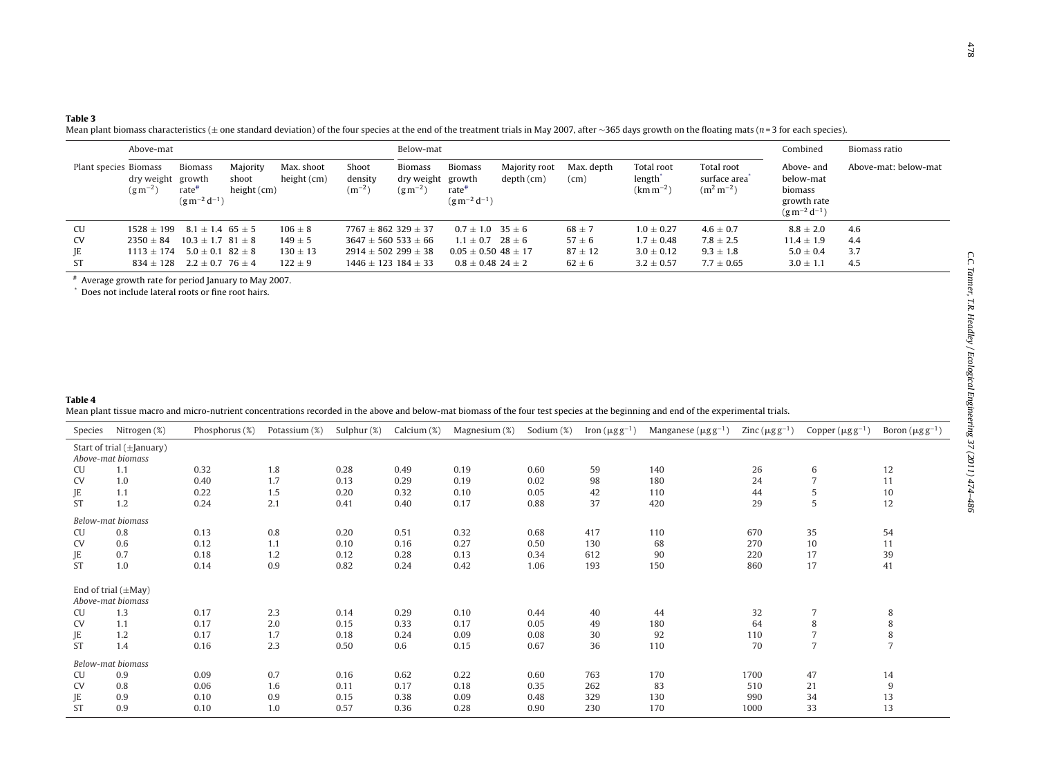**Table 3**

Mean plant biomass characteristics (± one standard deviation) of the four species at the end of the treatment trials in May 2007, after ~365 days growth on the floating mats ($n$ = 3 for each species).

| | Above-mat | | | | | Below-mat | | | | | | Combined | Biomass ratio |
|---|---|---|---|---|---|---|---|---|---|---|---|---|---|
| Plant species | Biomass dry weight ($g\,m^{-2}$) | Biomass growth rate[#] ($g\,m^{-2}\,d^{-1}$) | Majority shoot height (cm) | Max. shoot height (cm) | Shoot density ($m^{-2}$) | Biomass dry weight ($g\,m^{-2}$) | Biomass growth rate[#] ($g\,m^{-2}\,d^{-1}$) | Majority root depth (cm) | Max. depth (cm) | Total root length[*] ($km\,m^{-2}$) | Total root surface area[*] ($m^2\,m^{-2}$) | Above- and below-mat biomass growth rate ($g\,m^{-2}\,d^{-1}$) | Above-mat: below-mat |
| CU | 1528 ± 199 | 8.1 ± 1.4 | 65 ± 5 | 106 ± 8 | 7767 ± 862 | 329 ± 37 | 0.7 ± 1.0 | 35 ± 6 | 68 ± 7 | 1.0 ± 0.27 | 4.6 ± 0.7 | 8.8 ± 2.0 | 4.6 |
| CV | 2350 ± 84 | 10.3 ± 1.7 | 81 ± 8 | 149 ± 5 | 3647 ± 560 | 533 ± 66 | 1.1 ± 0.7 | 28 ± 6 | 57 ± 6 | 1.7 ± 0.48 | 7.8 ± 2.5 | 11.4 ± 1.9 | 4.4 |
| JE | 1113 ± 174 | 5.0 ± 0.1 | 82 ± 8 | 130 ± 13 | 2914 ± 502 | 299 ± 38 | 0.05 ± 0.50 | 48 ± 17 | 87 ± 12 | 3.0 ± 0.12 | 9.3 ± 1.8 | 5.0 ± 0.4 | 3.7 |
| ST | 834 ± 128 | 2.2 ± 0.7 | 76 ± 4 | 122 ± 9 | 1446 ± 123 | 184 ± 33 | 0.8 ± 0.48 | 24 ± 2 | 62 ± 6 | 3.2 ± 0.57 | 7.7 ± 0.65 | 3.0 ± 1.1 | 4.5 |

[#] Average growth rate for period January to May 2007.

[*] Does not include lateral roots or fine root hairs.

**Table 4**

Mean plant tissue macro and micro-nutrient concentrations recorded in the above and below-mat biomass of the four test species at the beginning and end of the experimental trials.

| Species | Nitrogen (%) | Phosphorus (%) | Potassium (%) | Sulphur (%) | Calcium (%) | Magnesium (%) | Sodium (%) | Iron ($\mu g\,g^{-1}$) | Manganese ($\mu g\,g^{-1}$) | Zinc ($\mu g\,g^{-1}$) | Copper ($\mu g\,g^{-1}$) | Boron ($\mu g\,g^{-1}$) |
|---|---|---|---|---|---|---|---|---|---|---|---|---|
| Start of trial (±January) | | | | | | | | | | | | |
| *Above-mat biomass* | | | | | | | | | | | | |
| CU | 1.1 | 0.32 | 1.8 | 0.28 | 0.49 | 0.19 | 0.60 | 59 | 140 | 26 | 6 | 12 |
| CV | 1.0 | 0.40 | 1.7 | 0.13 | 0.29 | 0.19 | 0.02 | 98 | 180 | 24 | 7 | 11 |
| JE | 1.1 | 0.22 | 1.5 | 0.20 | 0.32 | 0.10 | 0.05 | 42 | 110 | 44 | 5 | 10 |
| ST | 1.2 | 0.24 | 2.1 | 0.41 | 0.40 | 0.17 | 0.88 | 37 | 420 | 29 | 5 | 12 |
| *Below-mat biomass* | | | | | | | | | | | | |
| CU | 0.8 | 0.13 | 0.8 | 0.20 | 0.51 | 0.32 | 0.68 | 417 | 110 | 670 | 35 | 54 |
| CV | 0.6 | 0.12 | 1.1 | 0.10 | 0.16 | 0.27 | 0.50 | 130 | 68 | 270 | 10 | 11 |
| JE | 0.7 | 0.18 | 1.2 | 0.12 | 0.28 | 0.13 | 0.34 | 612 | 90 | 220 | 17 | 39 |
| ST | 1.0 | 0.14 | 0.9 | 0.82 | 0.24 | 0.42 | 1.06 | 193 | 150 | 860 | 17 | 41 |
| End of trial (±May) | | | | | | | | | | | | |
| *Above-mat biomass* | | | | | | | | | | | | |
| CU | 1.3 | 0.17 | 2.3 | 0.14 | 0.29 | 0.10 | 0.44 | 40 | 44 | 32 | 7 | 8 |
| CV | 1.1 | 0.17 | 2.0 | 0.15 | 0.33 | 0.17 | 0.05 | 49 | 180 | 64 | 8 | 8 |
| JE | 1.2 | 0.17 | 1.7 | 0.18 | 0.24 | 0.09 | 0.08 | 30 | 92 | 110 | 7 | 8 |
| ST | 1.4 | 0.16 | 2.3 | 0.50 | 0.6 | 0.15 | 0.67 | 36 | 110 | 70 | 7 | 7 |
| *Below-mat biomass* | | | | | | | | | | | | |
| CU | 0.9 | 0.09 | 0.7 | 0.16 | 0.62 | 0.22 | 0.60 | 763 | 170 | 1700 | 47 | 14 |
| CV | 0.8 | 0.06 | 1.6 | 0.11 | 0.17 | 0.18 | 0.35 | 262 | 83 | 510 | 21 | 9 |
| JE | 0.9 | 0.10 | 0.9 | 0.15 | 0.38 | 0.09 | 0.48 | 329 | 130 | 990 | 34 | 13 |
| ST | 0.9 | 0.10 | 1.0 | 0.57 | 0.36 | 0.28 | 0.90 | 230 | 170 | 1000 | 33 | 13 |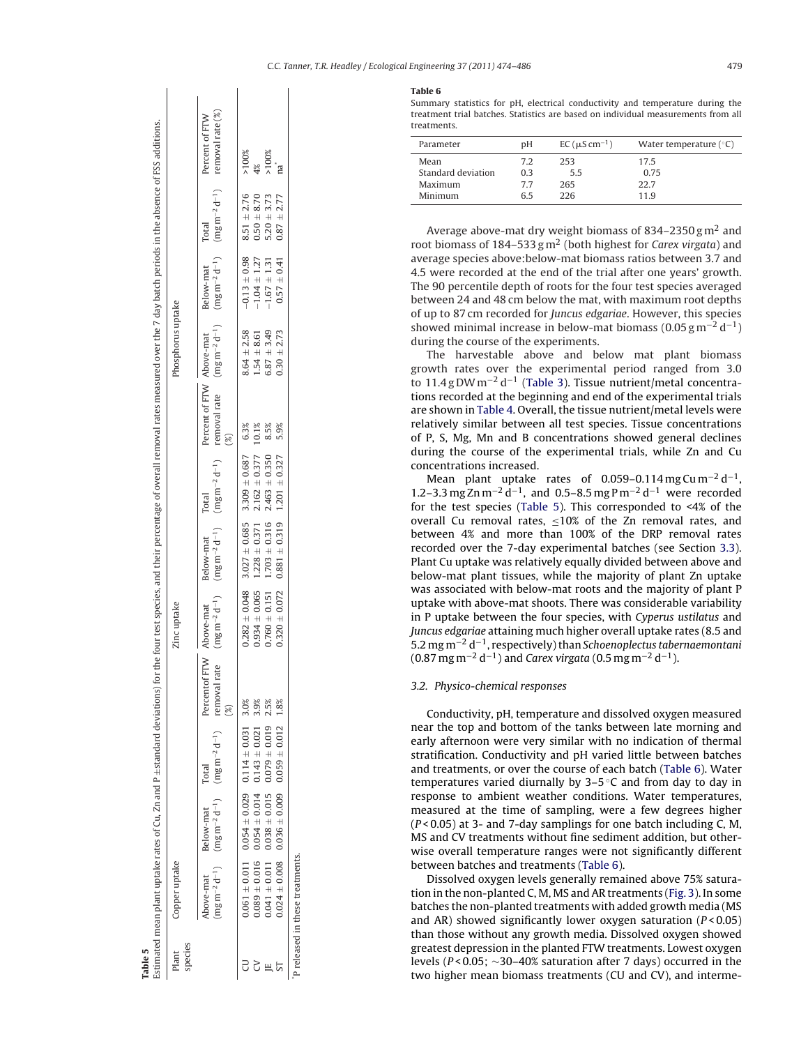**Table 5**
Estimated mean plant uptake rates of Cu, Zn and P ±standard deviations) for the four test species, and their percentage of overall removal rates measured over the 7 day batch periods in the absence of FSS additions.

| Plant species | Copper uptake | | | | Zinc uptake | | | | Phosphorus uptake | | | |
|---|---|---|---|---|---|---|---|---|---|---|---|---|
| | Above-mat ($mg\,m^{-2}\,d^{-1}$) | Below-mat ($mg\,m^{-2}\,d^{-1}$) | Total ($mg\,m^{-2}\,d^{-1}$) | Percent of FTW removal rate (%) | Above-mat ($mg\,m^{-2}\,d^{-1}$) | Below-mat ($mg\,m^{-2}\,d^{-1}$) | Total ($mg\,m^{-2}\,d^{-1}$) | Percent of FTW removal rate (%) | Above-mat ($mg\,m^{-2}\,d^{-1}$) | Below-mat ($mg\,m^{-2}\,d^{-1}$) | Total ($mg\,m^{-2}\,d^{-1}$) | Percent of FTW removal rate (%) |
| CU | 0.061 ± 0.011 | 0.054 ± 0.029 | 0.114 ± 0.031 | 3.0% | 0.282 ± 0.048 | 3.027 ± 0.685 | 3.309 ± 0.687 | 6.3% | 8.64 ± 2.58 | −0.13 ± 0.98 | 8.51 ± 2.76 | >100% |
| CV | 0.089 ± 0.016 | 0.054 ± 0.014 | 0.143 ± 0.021 | 3.9% | 0.934 ± 0.065 | 1.228 ± 0.371 | 2.162 ± 0.377 | 10.1% | 1.54 ± 8.61 | −1.04 ± 1.27 | 0.50 ± 8.70 | 4% |
| JE | 0.041 ± 0.011 | 0.038 ± 0.015 | 0.079 ± 0.019 | 2.5% | 0.760 ± 0.151 | 1.703 ± 0.316 | 2.463 ± 0.350 | 8.5% | 6.87 ± 3.49 | −1.67 ± 1.31 | 5.20 ± 3.73 | >100% |
| ST | 0.024 ± 0.008 | 0.036 ± 0.009 | 0.059 ± 0.012 | 1.8% | 0.320 ± 0.072 | 0.881 ± 0.319 | 1.201 ± 0.327 | 5.9% | 0.30 ± 2.73 | 0.57 ± 0.41 | 0.87 ± 2.77 | na* |

*P released in these treatments.

**Table 6**
Summary statistics for pH, electrical conductivity and temperature during the treatment trial batches. Statistics are based on individual measurements from all treatments.

| Parameter | pH | EC ($\mu S\,cm^{-1}$) | Water temperature (°C) |
|---|---|---|---|
| Mean | 7.2 | 253 | 17.5 |
| Standard deviation | 0.3 | 5.5 | 0.75 |
| Maximum | 7.7 | 265 | 22.7 |
| Minimum | 6.5 | 226 | 11.9 |

Average above-mat dry weight biomass of 834–2350 $g\,m^2$ and root biomass of 184–533 $g\,m^2$ (both highest for *Carex virgata*) and average species above:below-mat biomass ratios between 3.7 and 4.5 were recorded at the end of the trial after one years' growth. The 90 percentile depth of roots for the four test species averaged between 24 and 48 cm below the mat, with maximum root depths of up to 87 cm recorded for *Juncus edgariae*. However, this species showed minimal increase in below-mat biomass (0.05 $g\,m^{-2}\,d^{-1}$) during the course of the experiments.

The harvestable above and below mat plant biomass growth rates over the experimental period ranged from 3.0 to 11.4 $g\,DW\,m^{-2}\,d^{-1}$ (Table 3). Tissue nutrient/metal concentrations recorded at the beginning and end of the experimental trials are shown in Table 4. Overall, the tissue nutrient/metal levels were relatively similar between all test species. Tissue concentrations of P, S, Mg, Mn and B concentrations showed general declines during the course of the experimental trials, while Zn and Cu concentrations increased.

Mean plant uptake rates of 0.059–0.114 $mg\,Cu\,m^{-2}\,d^{-1}$, 1.2–3.3 $mg\,Zn\,m^{-2}\,d^{-1}$, and 0.5–8.5 $mg\,P\,m^{-2}\,d^{-1}$ were recorded for the test species (Table 5). This corresponded to <4% of the overall Cu removal rates, ≤10% of the Zn removal rates, and between 4% and more than 100% of the DRP removal rates recorded over the 7-day experimental batches (see Section 3.3). Plant Cu uptake was relatively equally divided between above and below-mat plant tissues, while the majority of plant Zn uptake was associated with below-mat roots and the majority of plant P uptake with above-mat shoots. There was considerable variability in P uptake between the four species, with *Cyperus ustilatus* and *Juncus edgariae* attaining much higher overall uptake rates (8.5 and 5.2 $mg\,m^{-2}\,d^{-1}$, respectively) than *Schoenoplectus tabernaemontani* (0.87 $mg\,m^{-2}\,d^{-1}$) and *Carex virgata* (0.5 $mg\,m^{-2}\,d^{-1}$).

### 3.2. Physico-chemical responses

Conductivity, pH, temperature and dissolved oxygen measured near the top and bottom of the tanks between late morning and early afternoon were very similar with no indication of thermal stratification. Conductivity and pH varied little between batches and treatments, or over the course of each batch (Table 6). Water temperatures varied diurnally by 3–5 °C and from day to day in response to ambient weather conditions. Water temperatures, measured at the time of sampling, were a few degrees higher ($P<0.05$) at 3- and 7-day samplings for one batch including C, M, MS and CV treatments without fine sediment addition, but otherwise overall temperature ranges were not significantly different between batches and treatments (Table 6).

Dissolved oxygen levels generally remained above 75% saturation in the non-planted C, M, MS and AR treatments (Fig. 3). In some batches the non-planted treatments with added growth media (MS and AR) showed significantly lower oxygen saturation ($P<0.05$) than those without any growth media. Dissolved oxygen showed greatest depression in the planted FTW treatments. Lowest oxygen levels ($P<0.05$; ∼30–40% saturation after 7 days) occurred in the two higher mean biomass treatments (CU and CV), and interme-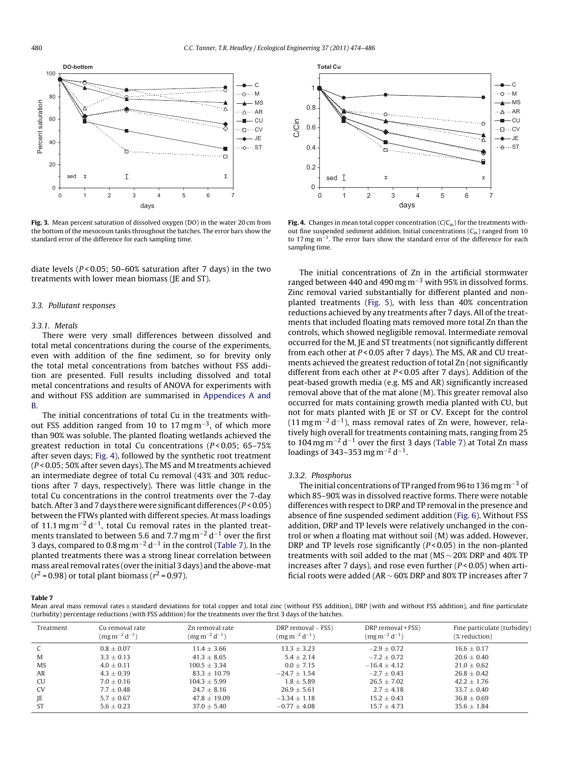**Fig. 3.** Mean percent saturation of dissolved oxygen (DO) in the water 20 cm from the bottom of the mesocosm tanks throughout the batches. The error bars show the standard error of the difference for each sampling time.

**Fig. 4.** Changes in mean total copper concentration ($C/C_{in}$) for the treatments without fine suspended sediment addition. Initial concentrations ($C_{in}$) ranged from 10 to 17 mg m$^{-3}$. The error bars show the standard error of the difference for each sampling time.

diate levels ($P < 0.05$; 50–60% saturation after 7 days) in the two treatments with lower mean biomass (JE and ST).

### 3.3. Pollutant responses

#### 3.3.1. Metals

There were very small differences between dissolved and total metal concentrations during the course of the experiments, even with addition of the fine sediment, so for brevity only the total metal concentrations from batches without FSS addition are presented. Full results including dissolved and total metal concentrations and results of ANOVA for experiments with and without FSS addition are summarised in Appendices A and B.

The initial concentrations of total Cu in the treatments without FSS addition ranged from 10 to 17 mg m$^{-3}$, of which more than 90% was soluble. The planted floating wetlands achieved the greatest reduction in total Cu concentrations ($P < 0.05$; 65–75% after seven days; Fig. 4), followed by the synthetic root treatment ($P < 0.05$; 50% after seven days). The MS and M treatments achieved an intermediate degree of total Cu removal (43% and 30% reductions after 7 days, respectively). There was little change in the total Cu concentrations in the control treatments over the 7-day batch. After 3 and 7 days there were significant differences ($P < 0.05$) between the FTWs planted with different species. At mass loadings of 11.1 mg m$^{-2}$ d$^{-1}$, total Cu removal rates in the planted treatments translated to between 5.6 and 7.7 mg m$^{-2}$ d$^{-1}$ over the first 3 days, compared to 0.8 mg m$^{-2}$ d$^{-1}$ in the control (Table 7). In the planted treatments there was a strong linear correlation between mass areal removal rates (over the initial 3 days) and the above-mat ($r^2 = 0.98$) or total plant biomass ($r^2 = 0.97$).

The initial concentrations of Zn in the artificial stormwater ranged between 440 and 490 mg m$^{-3}$ with 95% in dissolved forms. Zinc removal varied substantially for different planted and non-planted treatments (Fig. 5), with less than 40% concentration reductions achieved by any treatments after 7 days. All of the treatments that included floating mats removed more total Zn than the controls, which showed negligible removal. Intermediate removal occurred for the M, JE and ST treatments (not significantly different from each other at $P < 0.05$ after 7 days). The MS, AR and CU treatments achieved the greatest reduction of total Zn (not significantly different from each other at $P < 0.05$ after 7 days). Addition of the peat-based growth media (e.g. MS and AR) significantly increased removal above that of the mat alone (M). This greater removal also occurred for mats containing growth media planted with CU, but not for mats planted with JE or ST or CV. Except for the control (11 mg m$^{-2}$ d$^{-1}$), mass removal rates of Zn were, however, relatively high overall for treatments containing mats, ranging from 25 to 104 mg m$^{-2}$ d$^{-1}$ over the first 3 days (Table 7) at Total Zn mass loadings of 343–353 mg m$^{-2}$ d$^{-1}$.

#### 3.3.2. Phosphorus

The initial concentrations of TP ranged from 96 to 136 mg m$^{-3}$ of which 85–90% was in dissolved reactive forms. There were notable differences with respect to DRP and TP removal in the presence and absence of fine suspended sediment addition (Fig. 6). Without FSS addition, DRP and TP levels were relatively unchanged in the control or when a floating mat without soil (M) was added. However, DRP and TP levels rose significantly ($P < 0.05$) in the non-planted treatments with soil added to the mat (MS ~ 20% DRP and 40% TP increases after 7 days), and rose even further ($P < 0.05$) when artificial roots were added (AR ~ 60% DRP and 80% TP increases after 7

**Table 7**
Mean areal mass removal rates ± standard deviations for total copper and total zinc (without FSS addition), DRP (with and without FSS addition), and fine particulate (turbidity) percentage reductions (with FSS addition) for the treatments over the first 3 days of the batches.

| Treatment | Cu removal rate (mg m$^{-2}$ d$^{-1}$) | Zn removal rate (mg m$^{-2}$ d$^{-1}$) | DRP removal – FSS) (mg m$^{-2}$ d$^{-1}$) | DRP removal + FSS) (mg m$^{-2}$ d$^{-1}$) | Fine particulate (turbidity) (% reduction) |
|---|---|---|---|---|---|
| C | 0.8 ± 0.07 | 11.4 ± 3.66 | 13.3 ± 3.23 | −2.9 ± 0.72 | 16.6 ± 0.17 |
| M | 3.3 ± 0.13 | 41.3 ± 8.65 | 5.4 ± 2.14 | −7.2 ± 0.72 | 20.6 ± 0.40 |
| MS | 4.0 ± 0.11 | 100.5 ± 3.34 | 0.0 ± 7.15 | −16.4 ± 4.12 | 21.0 ± 0.62 |
| AR | 4.3 ± 0.39 | 83.3 ± 10.79 | −24.7 ± 1.54 | −2.7 ± 0.43 | 26.8 ± 0.42 |
| CU | 7.0 ± 0.16 | 104.3 ± 5.99 | 1.8 ± 5.89 | 26.5 ± 7.02 | 42.2 ± 1.76 |
| CV | 7.7 ± 0.48 | 24.7 ± 8.16 | 26.9 ± 5.61 | 2.7 ± 4.18 | 33.7 ± 0.40 |
| JE | 5.7 ± 0.67 | 47.8 ± 19.09 | −3.34 ± 1.18 | 15.2 ± 0.43 | 36.8 ± 0.69 |
| ST | 5.6 ± 0.23 | 37.0 ± 5.40 | −0.77 ± 4.08 | 15.7 ± 4.73 | 35.6 ± 1.84 |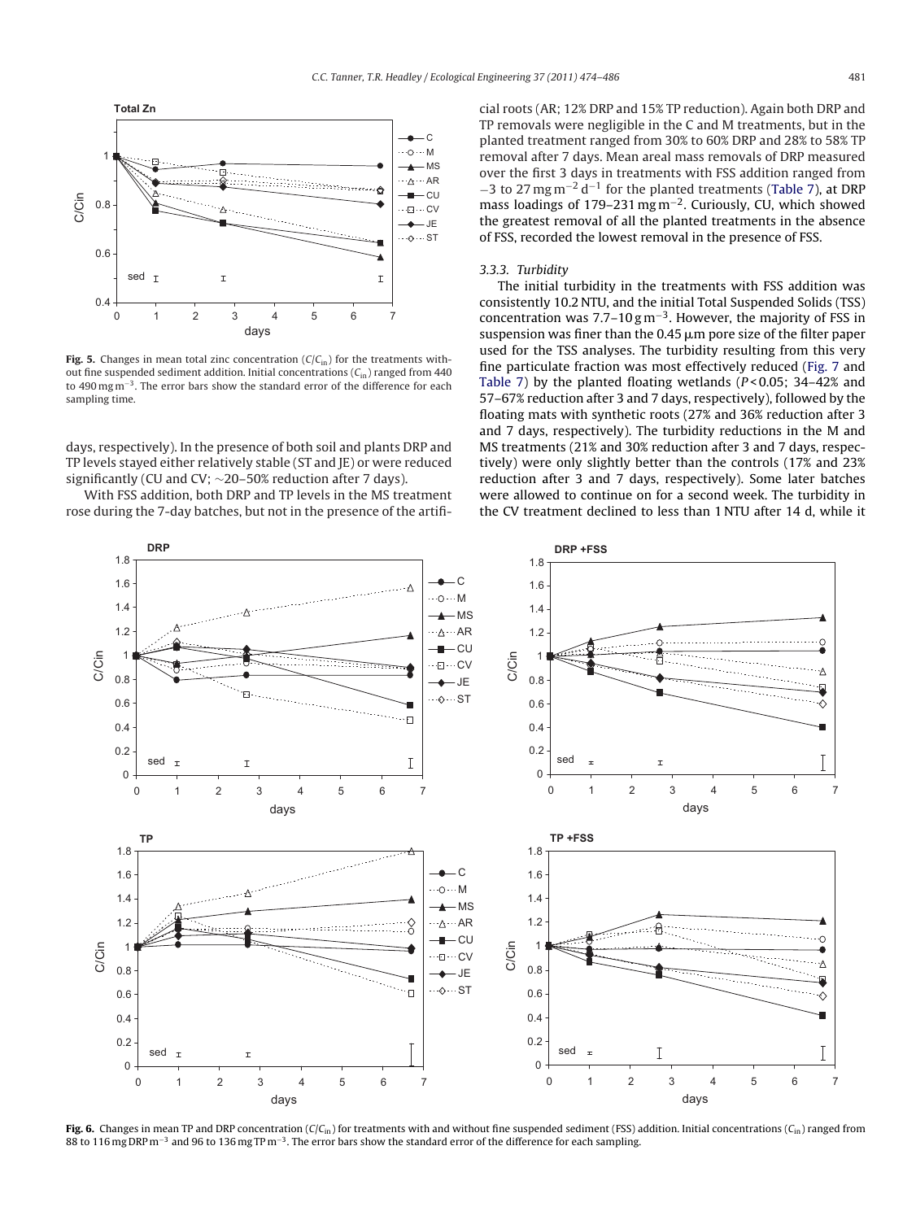**Fig. 5.** Changes in mean total zinc concentration ($C/C_{in}$) for the treatments without fine suspended sediment addition. Initial concentrations ($C_{in}$) ranged from 440 to 490 mg m$^{-3}$. The error bars show the standard error of the difference for each sampling time.

days, respectively). In the presence of both soil and plants DRP and TP levels stayed either relatively stable (ST and JE) or were reduced significantly (CU and CV; ~20–50% reduction after 7 days).

With FSS addition, both DRP and TP levels in the MS treatment rose during the 7-day batches, but not in the presence of the artificial roots (AR; 12% DRP and 15% TP reduction). Again both DRP and TP removals were negligible in the C and M treatments, but in the planted treatment ranged from 30% to 60% DRP and 28% to 58% TP removal after 7 days. Mean areal mass removals of DRP measured over the first 3 days in treatments with FSS addition ranged from −3 to 27 mg m$^{-2}$ d$^{-1}$ for the planted treatments (Table 7), at DRP mass loadings of 179–231 mg m$^{-2}$. Curiously, CU, which showed the greatest removal of all the planted treatments in the absence of FSS, recorded the lowest removal in the presence of FSS.

### 3.3.3. Turbidity

The initial turbidity in the treatments with FSS addition was consistently 10.2 NTU, and the initial Total Suspended Solids (TSS) concentration was 7.7–10 g m$^{-3}$. However, the majority of FSS in suspension was finer than the 0.45 μm pore size of the filter paper used for the TSS analyses. The turbidity resulting from this very fine particulate fraction was most effectively reduced (Fig. 7 and Table 7) by the planted floating wetlands ($P < 0.05$; 34–42% and 57–67% reduction after 3 and 7 days, respectively), followed by the floating mats with synthetic roots (27% and 36% reduction after 3 and 7 days, respectively). The turbidity reductions in the M and MS treatments (21% and 30% reduction after 3 and 7 days, respectively) were only slightly better than the controls (17% and 23% reduction after 3 and 7 days, respectively). Some later batches were allowed to continue on for a second week. The turbidity in the CV treatment declined to less than 1 NTU after 14 d, while it

**Fig. 6.** Changes in mean TP and DRP concentration ($C/C_{in}$) for treatments with and without fine suspended sediment (FSS) addition. Initial concentrations ($C_{in}$) ranged from 88 to 116 mg DRP m$^{-3}$ and 96 to 136 mg TP m$^{-3}$. The error bars show the standard error of the difference for each sampling.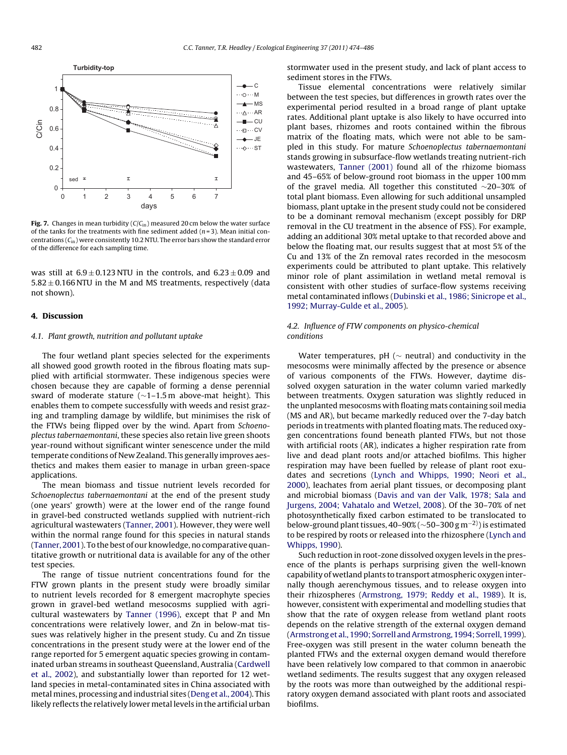Fig. 7. Changes in mean turbidity ($C/C_{in}$) measured 20 cm below the water surface of the tanks for the treatments with fine sediment added ($n = 3$). Mean initial concentrations ($C_{in}$) were consistently 10.2 NTU. The error bars show the standard error of the difference for each sampling time.

was still at $6.9 \pm 0.123$ NTU in the controls, and $6.23 \pm 0.09$ and $5.82 \pm 0.166$ NTU in the M and MS treatments, respectively (data not shown).

## 4. Discussion

### 4.1. Plant growth, nutrition and pollutant uptake

The four wetland plant species selected for the experiments all showed good growth rooted in the fibrous floating mats supplied with artificial stormwater. These indigenous species were chosen because they are capable of forming a dense perennial sward of moderate stature (~1–1.5 m above-mat height). This enables them to compete successfully with weeds and resist grazing and trampling damage by wildlife, but minimises the risk of the FTWs being flipped over by the wind. Apart from *Schoenoplectus tabernaemontani*, these species also retain live green shoots year-round without significant winter senescence under the mild temperate conditions of New Zealand. This generally improves aesthetics and makes them easier to manage in urban green-space applications.

The mean biomass and tissue nutrient levels recorded for *Schoenoplectus tabernaemontani* at the end of the present study (one years' growth) were at the lower end of the range found in gravel-bed constructed wetlands supplied with nutrient-rich agricultural wastewaters (Tanner, 2001). However, they were well within the normal range found for this species in natural stands (Tanner, 2001). To the best of our knowledge, no comparative quantitative growth or nutritional data is available for any of the other test species.

The range of tissue nutrient concentrations found for the FTW grown plants in the present study were broadly similar to nutrient levels recorded for 8 emergent macrophyte species grown in gravel-bed wetland mesocosms supplied with agricultural wastewaters by Tanner (1996), except that P and Mn concentrations were relatively lower, and Zn in below-mat tissues was relatively higher in the present study. Cu and Zn tissue concentrations in the present study were at the lower end of the range reported for 5 emergent aquatic species growing in contaminated urban streams in southeast Queensland, Australia (Cardwell et al., 2002), and substantially lower than reported for 12 wetland species in metal-contaminated sites in China associated with metal mines, processing and industrial sites (Deng et al., 2004). This likely reflects the relatively lower metal levels in the artificial urban stormwater used in the present study, and lack of plant access to sediment stores in the FTWs.

Tissue elemental concentrations were relatively similar between the test species, but differences in growth rates over the experimental period resulted in a broad range of plant uptake rates. Additional plant uptake is also likely to have occurred into plant bases, rhizomes and roots contained within the fibrous matrix of the floating mats, which were not able to be sampled in this study. For mature *Schoenoplectus tabernaemontani* stands growing in subsurface-flow wetlands treating nutrient-rich wastewaters, Tanner (2001) found all of the rhizome biomass and 45–65% of below-ground root biomass in the upper 100 mm of the gravel media. All together this constituted ~20–30% of total plant biomass. Even allowing for such additional unsampled biomass, plant uptake in the present study could not be considered to be a dominant removal mechanism (except possibly for DRP removal in the CU treatment in the absence of FSS). For example, adding an additional 30% metal uptake to that recorded above and below the floating mat, our results suggest that at most 5% of the Cu and 13% of the Zn removal rates recorded in the mesocosm experiments could be attributed to plant uptake. This relatively minor role of plant assimilation in wetland metal removal is consistent with other studies of surface-flow systems receiving metal contaminated inflows (Dubinski et al., 1986; Sinicrope et al., 1992; Murray-Gulde et al., 2005).

### 4.2. Influence of FTW components on physico-chemical conditions

Water temperatures, pH (~ neutral) and conductivity in the mesocosms were minimally affected by the presence or absence of various components of the FTWs. However, daytime dissolved oxygen saturation in the water column varied markedly between treatments. Oxygen saturation was slightly reduced in the unplanted mesocosms with floating mats containing soil media (MS and AR), but became markedly reduced over the 7-day batch periods in treatments with planted floating mats. The reduced oxygen concentrations found beneath planted FTWs, but not those with artificial roots (AR), indicates a higher respiration rate from live and dead plant roots and/or attached biofilms. This higher respiration may have been fuelled by release of plant root exudates and secretions (Lynch and Whipps, 1990; Neori et al., 2000), leachates from aerial plant tissues, or decomposing plant and microbial biomass (Davis and van der Valk, 1978; Sala and Jurgens, 2004; Vahatalo and Wetzel, 2008). Of the 30–70% of net photosynthetically fixed carbon estimated to be translocated to below-ground plant tissues, 40–90% (~50–300 g m$^{-2}$)) is estimated to be respired by roots or released into the rhizosphere (Lynch and Whipps, 1990).

Such reduction in root-zone dissolved oxygen levels in the presence of the plants is perhaps surprising given the well-known capability of wetland plants to transport atmospheric oxygen internally though aerenchymous tissues, and to release oxygen into their rhizospheres (Armstrong, 1979; Reddy et al., 1989). It is, however, consistent with experimental and modelling studies that show that the rate of oxygen release from wetland plant roots depends on the relative strength of the external oxygen demand (Armstrong et al., 1990; Sorrell and Armstrong, 1994; Sorrell, 1999). Free-oxygen was still present in the water column beneath the planted FTWs and the external oxygen demand would therefore have been relatively low compared to that common in anaerobic wetland sediments. The results suggest that any oxygen released by the roots was more than outweighed by the additional respiratory oxygen demand associated with plant roots and associated biofilms.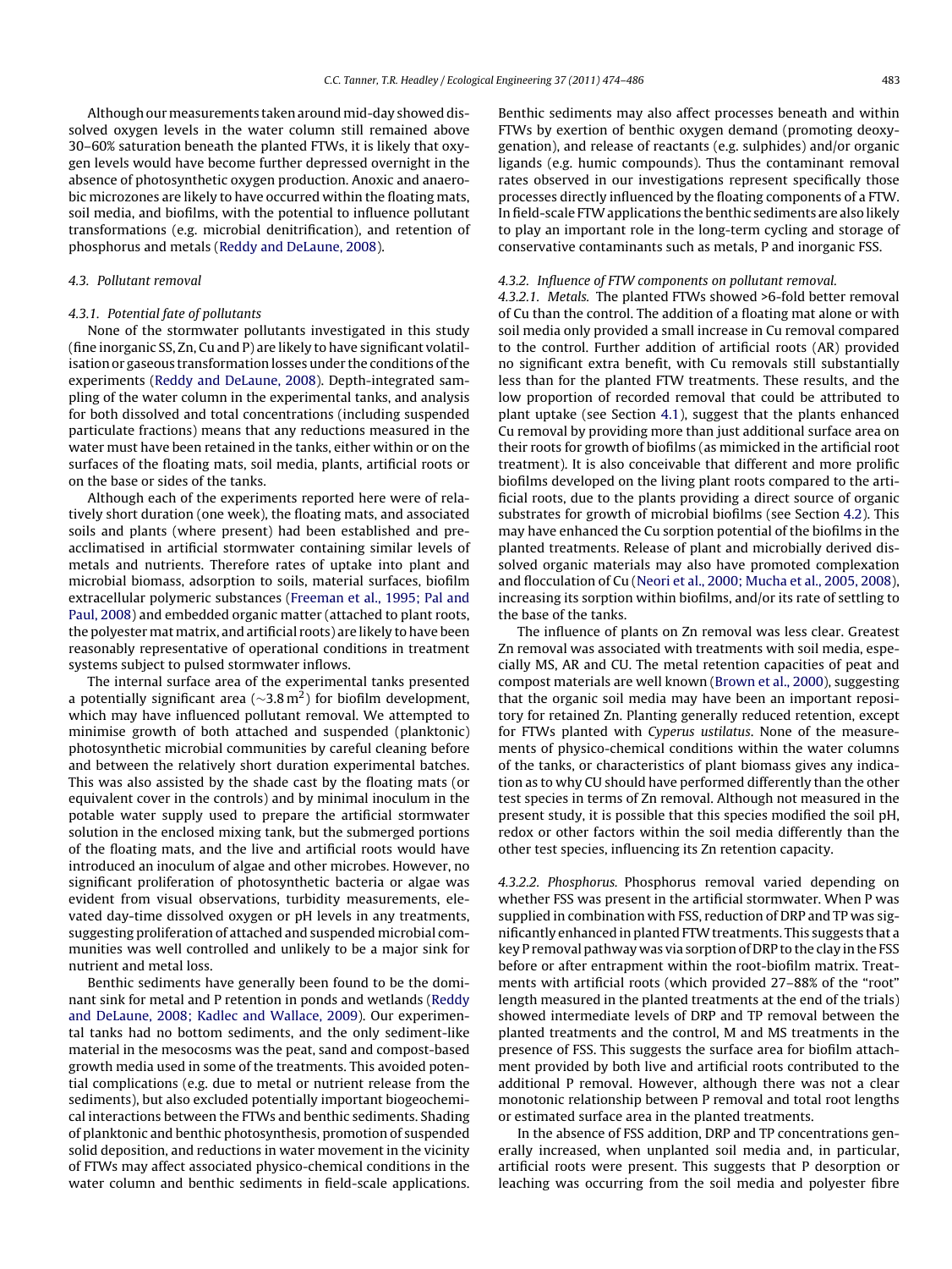Although our measurements taken around mid-day showed dissolved oxygen levels in the water column still remained above 30–60% saturation beneath the planted FTWs, it is likely that oxygen levels would have become further depressed overnight in the absence of photosynthetic oxygen production. Anoxic and anaerobic microzones are likely to have occurred within the floating mats, soil media, and biofilms, with the potential to influence pollutant transformations (e.g. microbial denitrification), and retention of phosphorus and metals (Reddy and DeLaune, 2008).

### 4.3. Pollutant removal

#### 4.3.1. Potential fate of pollutants

None of the stormwater pollutants investigated in this study (fine inorganic SS, Zn, Cu and P) are likely to have significant volatilisation or gaseous transformation losses under the conditions of the experiments (Reddy and DeLaune, 2008). Depth-integrated sampling of the water column in the experimental tanks, and analysis for both dissolved and total concentrations (including suspended particulate fractions) means that any reductions measured in the water must have been retained in the tanks, either within or on the surfaces of the floating mats, soil media, plants, artificial roots or on the base or sides of the tanks.

Although each of the experiments reported here were of relatively short duration (one week), the floating mats, and associated soils and plants (where present) had been established and pre-acclimatised in artificial stormwater containing similar levels of metals and nutrients. Therefore rates of uptake into plant and microbial biomass, adsorption to soils, material surfaces, biofilm extracellular polymeric substances (Freeman et al., 1995; Pal and Paul, 2008) and embedded organic matter (attached to plant roots, the polyester mat matrix, and artificial roots) are likely to have been reasonably representative of operational conditions in treatment systems subject to pulsed stormwater inflows.

The internal surface area of the experimental tanks presented a potentially significant area (~3.8 $m^2$) for biofilm development, which may have influenced pollutant removal. We attempted to minimise growth of both attached and suspended (planktonic) photosynthetic microbial communities by careful cleaning before and between the relatively short duration experimental batches. This was also assisted by the shade cast by the floating mats (or equivalent cover in the controls) and by minimal inoculum in the potable water supply used to prepare the artificial stormwater solution in the enclosed mixing tank, but the submerged portions of the floating mats, and the live and artificial roots would have introduced an inoculum of algae and other microbes. However, no significant proliferation of photosynthetic bacteria or algae was evident from visual observations, turbidity measurements, elevated day-time dissolved oxygen or pH levels in any treatments, suggesting proliferation of attached and suspended microbial communities was well controlled and unlikely to be a major sink for nutrient and metal loss.

Benthic sediments have generally been found to be the dominant sink for metal and P retention in ponds and wetlands (Reddy and DeLaune, 2008; Kadlec and Wallace, 2009). Our experimental tanks had no bottom sediments, and the only sediment-like material in the mesocosms was the peat, sand and compost-based growth media used in some of the treatments. This avoided potential complications (e.g. due to metal or nutrient release from the sediments), but also excluded potentially important biogeochemical interactions between the FTWs and benthic sediments. Shading of planktonic and benthic photosynthesis, promotion of suspended solid deposition, and reductions in water movement in the vicinity of FTWs may affect associated physico-chemical conditions in the water column and benthic sediments in field-scale applications. Benthic sediments may also affect processes beneath and within FTWs by exertion of benthic oxygen demand (promoting deoxygenation), and release of reactants (e.g. sulphides) and/or organic ligands (e.g. humic compounds). Thus the contaminant removal rates observed in our investigations represent specifically those processes directly influenced by the floating components of a FTW. In field-scale FTW applications the benthic sediments are also likely to play an important role in the long-term cycling and storage of conservative contaminants such as metals, P and inorganic FSS.

#### 4.3.2. Influence of FTW components on pollutant removal.

##### 4.3.2.1. Metals.

The planted FTWs showed >6-fold better removal of Cu than the control. The addition of a floating mat alone or with soil media only provided a small increase in Cu removal compared to the control. Further addition of artificial roots (AR) provided no significant extra benefit, with Cu removals still substantially less than for the planted FTW treatments. These results, and the low proportion of recorded removal that could be attributed to plant uptake (see Section 4.1), suggest that the plants enhanced Cu removal by providing more than just additional surface area on their roots for growth of biofilms (as mimicked in the artificial root treatment). It is also conceivable that different and more prolific biofilms developed on the living plant roots compared to the artificial roots, due to the plants providing a direct source of organic substrates for growth of microbial biofilms (see Section 4.2). This may have enhanced the Cu sorption potential of the biofilms in the planted treatments. Release of plant and microbially derived dissolved organic materials may also have promoted complexation and flocculation of Cu (Neori et al., 2000; Mucha et al., 2005, 2008), increasing its sorption within biofilms, and/or its rate of settling to the base of the tanks.

The influence of plants on Zn removal was less clear. Greatest Zn removal was associated with treatments with soil media, especially MS, AR and CU. The metal retention capacities of peat and compost materials are well known (Brown et al., 2000), suggesting that the organic soil media may have been an important repository for retained Zn. Planting generally reduced retention, except for FTWs planted with *Cyperus ustilatus*. None of the measurements of physico-chemical conditions within the water columns of the tanks, or characteristics of plant biomass gives any indication as to why CU should have performed differently than the other test species in terms of Zn removal. Although not measured in the present study, it is possible that this species modified the soil pH, redox or other factors within the soil media differently than the other test species, influencing its Zn retention capacity.

##### 4.3.2.2. Phosphorus.

Phosphorus removal varied depending on whether FSS was present in the artificial stormwater. When P was supplied in combination with FSS, reduction of DRP and TP was significantly enhanced in planted FTW treatments. This suggests that a key P removal pathway was via sorption of DRP to the clay in the FSS before or after entrapment within the root-biofilm matrix. Treatments with artificial roots (which provided 27–88% of the "root" length measured in the planted treatments at the end of the trials) showed intermediate levels of DRP and TP removal between the planted treatments and the control, M and MS treatments in the presence of FSS. This suggests the surface area for biofilm attachment provided by both live and artificial roots contributed to the additional P removal. However, although there was not a clear monotonic relationship between P removal and total root lengths or estimated surface area in the planted treatments.

In the absence of FSS addition, DRP and TP concentrations generally increased, when unplanted soil media and, in particular, artificial roots were present. This suggests that P desorption or leaching was occurring from the soil media and polyester fibre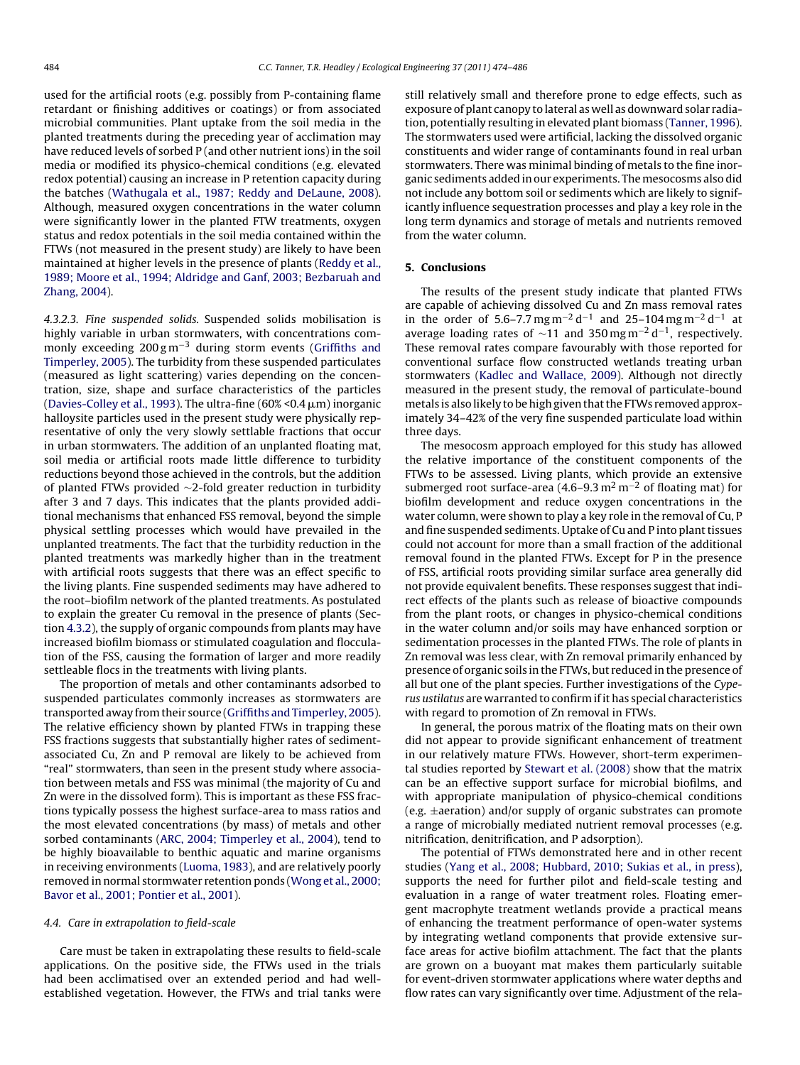used for the artificial roots (e.g. possibly from P-containing flame retardant or finishing additives or coatings) or from associated microbial communities. Plant uptake from the soil media in the planted treatments during the preceding year of acclimation may have reduced levels of sorbed P (and other nutrient ions) in the soil media or modified its physico-chemical conditions (e.g. elevated redox potential) causing an increase in P retention capacity during the batches (Wathugala et al., 1987; Reddy and DeLaune, 2008). Although, measured oxygen concentrations in the water column were significantly lower in the planted FTW treatments, oxygen status and redox potentials in the soil media contained within the FTWs (not measured in the present study) are likely to have been maintained at higher levels in the presence of plants (Reddy et al., 1989; Moore et al., 1994; Aldridge and Ganf, 2003; Bezbaruah and Zhang, 2004).

*4.3.2.3. Fine suspended solids.* Suspended solids mobilisation is highly variable in urban stormwaters, with concentrations commonly exceeding $200\,\mathrm{g\,m^{-3}}$ during storm events (Griffiths and Timperley, 2005). The turbidity from these suspended particulates (measured as light scattering) varies depending on the concentration, size, shape and surface characteristics of the particles (Davies-Colley et al., 1993). The ultra-fine (60% <0.4 μm) inorganic halloysite particles used in the present study were physically representative of only the very slowly settlable fractions that occur in urban stormwaters. The addition of an unplanted floating mat, soil media or artificial roots made little difference to turbidity reductions beyond those achieved in the controls, but the addition of planted FTWs provided ~2-fold greater reduction in turbidity after 3 and 7 days. This indicates that the plants provided additional mechanisms that enhanced FSS removal, beyond the simple physical settling processes which would have prevailed in the unplanted treatments. The fact that the turbidity reduction in the planted treatments was markedly higher than in the treatment with artificial roots suggests that there was an effect specific to the living plants. Fine suspended sediments may have adhered to the root–biofilm network of the planted treatments. As postulated to explain the greater Cu removal in the presence of plants (Section 4.3.2), the supply of organic compounds from plants may have increased biofilm biomass or stimulated coagulation and flocculation of the FSS, causing the formation of larger and more readily settleable flocs in the treatments with living plants.

The proportion of metals and other contaminants adsorbed to suspended particulates commonly increases as stormwaters are transported away from their source (Griffiths and Timperley, 2005). The relative efficiency shown by planted FTWs in trapping these FSS fractions suggests that substantially higher rates of sediment-associated Cu, Zn and P removal are likely to be achieved from "real" stormwaters, than seen in the present study where association between metals and FSS was minimal (the majority of Cu and Zn were in the dissolved form). This is important as these FSS fractions typically possess the highest surface-area to mass ratios and the most elevated concentrations (by mass) of metals and other sorbed contaminants (ARC, 2004; Timperley et al., 2004), tend to be highly bioavailable to benthic aquatic and marine organisms in receiving environments (Luoma, 1983), and are relatively poorly removed in normal stormwater retention ponds (Wong et al., 2000; Bavor et al., 2001; Pontier et al., 2001).

### 4.4. Care in extrapolation to field-scale

Care must be taken in extrapolating these results to field-scale applications. On the positive side, the FTWs used in the trials had been acclimatised over an extended period and had well-established vegetation. However, the FTWs and trial tanks were still relatively small and therefore prone to edge effects, such as exposure of plant canopy to lateral as well as downward solar radiation, potentially resulting in elevated plant biomass (Tanner, 1996). The stormwaters used were artificial, lacking the dissolved organic constituents and wider range of contaminants found in real urban stormwaters. There was minimal binding of metals to the fine inorganic sediments added in our experiments. The mesocosms also did not include any bottom soil or sediments which are likely to significantly influence sequestration processes and play a key role in the long term dynamics and storage of metals and nutrients removed from the water column.

## 5. Conclusions

The results of the present study indicate that planted FTWs are capable of achieving dissolved Cu and Zn mass removal rates in the order of $5.6–7.7\,\mathrm{mg\,m^{-2}\,d^{-1}}$ and $25–104\,\mathrm{mg\,m^{-2}\,d^{-1}}$ at average loading rates of ~11 and $350\,\mathrm{mg\,m^{-2}\,d^{-1}}$, respectively. These removal rates compare favourably with those reported for conventional surface flow constructed wetlands treating urban stormwaters (Kadlec and Wallace, 2009). Although not directly measured in the present study, the removal of particulate-bound metals is also likely to be high given that the FTWs removed approximately 34–42% of the very fine suspended particulate load within three days.

The mesocosm approach employed for this study has allowed the relative importance of the constituent components of the FTWs to be assessed. Living plants, which provide an extensive submerged root surface-area ($4.6–9.3\,\mathrm{m^2\,m^{-2}}$ of floating mat) for biofilm development and reduce oxygen concentrations in the water column, were shown to play a key role in the removal of Cu, P and fine suspended sediments. Uptake of Cu and P into plant tissues could not account for more than a small fraction of the additional removal found in the planted FTWs. Except for P in the presence of FSS, artificial roots providing similar surface area generally did not provide equivalent benefits. These responses suggest that indirect effects of the plants such as release of bioactive compounds from the plant roots, or changes in physico-chemical conditions in the water column and/or soils may have enhanced sorption or sedimentation processes in the planted FTWs. The role of plants in Zn removal was less clear, with Zn removal primarily enhanced by presence of organic soils in the FTWs, but reduced in the presence of all but one of the plant species. Further investigations of the *Cyperus ustilatus* are warranted to confirm if it has special characteristics with regard to promotion of Zn removal in FTWs.

In general, the porous matrix of the floating mats on their own did not appear to provide significant enhancement of treatment in our relatively mature FTWs. However, short-term experimental studies reported by Stewart et al. (2008) show that the matrix can be an effective support surface for microbial biofilms, and with appropriate manipulation of physico-chemical conditions (e.g. ±aeration) and/or supply of organic substrates can promote a range of microbially mediated nutrient removal processes (e.g. nitrification, denitrification, and P adsorption).

The potential of FTWs demonstrated here and in other recent studies (Yang et al., 2008; Hubbard, 2010; Sukias et al., in press), supports the need for further pilot and field-scale testing and evaluation in a range of water treatment roles. Floating emergent macrophyte treatment wetlands provide a practical means of enhancing the treatment performance of open-water systems by integrating wetland components that provide extensive surface areas for active biofilm attachment. The fact that the plants are grown on a buoyant mat makes them particularly suitable for event-driven stormwater applications where water depths and flow rates can vary significantly over time. Adjustment of the rela-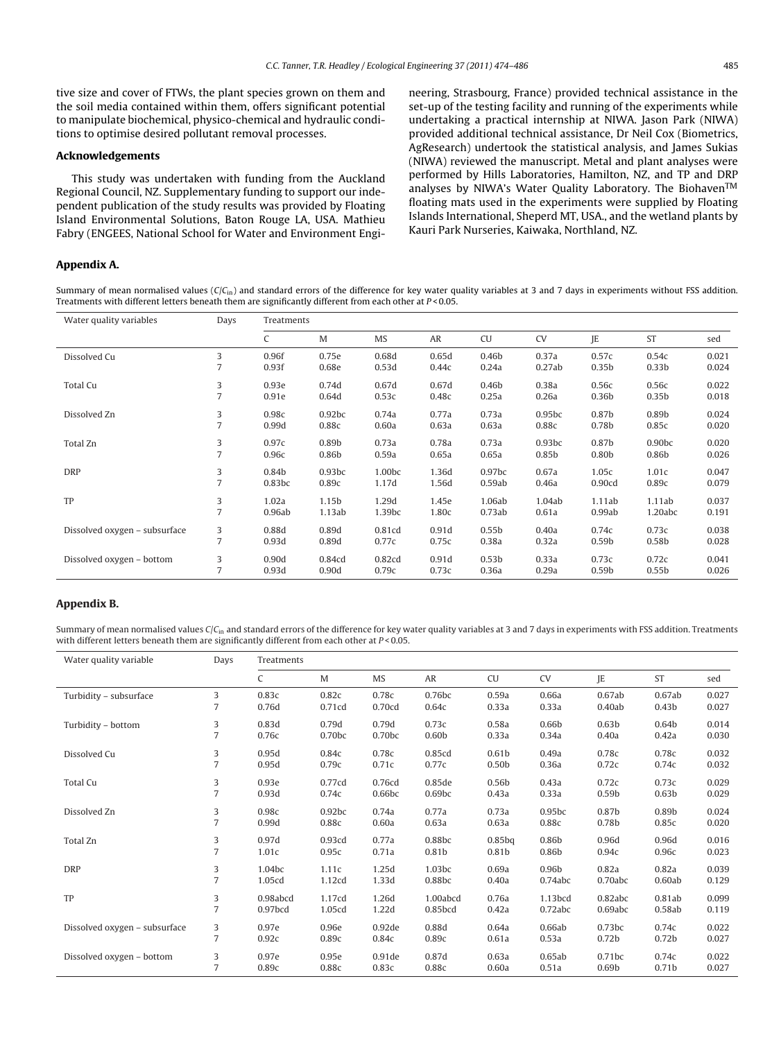tive size and cover of FTWs, the plant species grown on them and the soil media contained within them, offers significant potential to manipulate biochemical, physico-chemical and hydraulic conditions to optimise desired pollutant removal processes.

## Acknowledgements

This study was undertaken with funding from the Auckland Regional Council, NZ. Supplementary funding to support our independent publication of the study results was provided by Floating Island Environmental Solutions, Baton Rouge LA, USA. Mathieu Fabry (ENGEES, National School for Water and Environment Engineering, Strasbourg, France) provided technical assistance in the set-up of the testing facility and running of the experiments while undertaking a practical internship at NIWA. Jason Park (NIWA) provided additional technical assistance, Dr Neil Cox (Biometrics, AgResearch) undertook the statistical analysis, and James Sukias (NIWA) reviewed the manuscript. Metal and plant analyses were performed by Hills Laboratories, Hamilton, NZ, and TP and DRP analyses by NIWA's Water Quality Laboratory. The Biohaven™ floating mats used in the experiments were supplied by Floating Islands International, Sheperd MT, USA., and the wetland plants by Kauri Park Nurseries, Kaiwaka, Northland, NZ.

## Appendix A.

Summary of mean normalised values ($C/C_{in}$) and standard errors of the difference for key water quality variables at 3 and 7 days in experiments without FSS addition. Treatments with different letters beneath them are significantly different from each other at $P < 0.05$.

| Water quality variables | Days | Treatments | | | | | | | | |
|---|---|---|---|---|---|---|---|---|---|---|
| | | C | M | MS | AR | CU | CV | JE | ST | sed |
| Dissolved Cu | 3 | 0.96f | 0.75e | 0.68d | 0.65d | 0.46b | 0.37a | 0.57c | 0.54c | 0.021 |
| | 7 | 0.93f | 0.68e | 0.53d | 0.44c | 0.24a | 0.27ab | 0.35b | 0.33b | 0.024 |
| Total Cu | 3 | 0.93e | 0.74d | 0.67d | 0.67d | 0.46b | 0.38a | 0.56c | 0.56c | 0.022 |
| | 7 | 0.91e | 0.64d | 0.53c | 0.48c | 0.25a | 0.26a | 0.36b | 0.35b | 0.018 |
| Dissolved Zn | 3 | 0.98c | 0.92bc | 0.74a | 0.77a | 0.73a | 0.95bc | 0.87b | 0.89b | 0.024 |
| | 7 | 0.99d | 0.88c | 0.60a | 0.63a | 0.63a | 0.88c | 0.78b | 0.85c | 0.020 |
| Total Zn | 3 | 0.97c | 0.89b | 0.73a | 0.78a | 0.73a | 0.93bc | 0.87b | 0.90bc | 0.020 |
| | 7 | 0.96c | 0.86b | 0.59a | 0.65a | 0.65a | 0.85b | 0.80b | 0.86b | 0.026 |
| DRP | 3 | 0.84b | 0.93bc | 1.00bc | 1.36d | 0.97bc | 0.67a | 1.05c | 1.01c | 0.047 |
| | 7 | 0.83bc | 0.89c | 1.17d | 1.56d | 0.59ab | 0.46a | 0.90cd | 0.89c | 0.079 |
| TP | 3 | 1.02a | 1.15b | 1.29d | 1.45e | 1.06ab | 1.04ab | 1.11ab | 1.11ab | 0.037 |
| | 7 | 0.96ab | 1.13ab | 1.39bc | 1.80c | 0.73ab | 0.61a | 0.99ab | 1.20abc | 0.191 |
| Dissolved oxygen – subsurface | 3 | 0.88d | 0.89d | 0.81cd | 0.91d | 0.55b | 0.40a | 0.74c | 0.73c | 0.038 |
| | 7 | 0.93d | 0.89d | 0.77c | 0.75c | 0.38a | 0.32a | 0.59b | 0.58b | 0.028 |
| Dissolved oxygen – bottom | 3 | 0.90d | 0.84cd | 0.82cd | 0.91d | 0.53b | 0.33a | 0.73c | 0.72c | 0.041 |
| | 7 | 0.93d | 0.90d | 0.79c | 0.73c | 0.36a | 0.29a | 0.59b | 0.55b | 0.026 |

## Appendix B.

Summary of mean normalised values $C/C_{in}$ and standard errors of the difference for key water quality variables at 3 and 7 days in experiments with FSS addition. Treatments with different letters beneath them are significantly different from each other at $P < 0.05$.

| Water quality variable | Days | Treatments | | | | | | | | |
|---|---|---|---|---|---|---|---|---|---|---|
| | | C | M | MS | AR | CU | CV | JE | ST | sed |
| Turbidity – subsurface | 3 | 0.83c | 0.82c | 0.78c | 0.76bc | 0.59a | 0.66a | 0.67ab | 0.67ab | 0.027 |
| | 7 | 0.76d | 0.71cd | 0.70cd | 0.64c | 0.33a | 0.33a | 0.40ab | 0.43b | 0.027 |
| Turbidity – bottom | 3 | 0.83d | 0.79d | 0.79d | 0.73c | 0.58a | 0.66b | 0.63b | 0.64b | 0.014 |
| | 7 | 0.76c | 0.70bc | 0.70bc | 0.60b | 0.33a | 0.34a | 0.40a | 0.42a | 0.030 |
| Dissolved Cu | 3 | 0.95d | 0.84c | 0.78c | 0.85cd | 0.61b | 0.49a | 0.78c | 0.78c | 0.032 |
| | 7 | 0.95d | 0.79c | 0.71c | 0.77c | 0.50b | 0.36a | 0.72c | 0.74c | 0.032 |
| Total Cu | 3 | 0.93e | 0.77cd | 0.76cd | 0.85de | 0.56b | 0.43a | 0.72c | 0.73c | 0.029 |
| | 7 | 0.93d | 0.74c | 0.66bc | 0.69bc | 0.43b | 0.33a | 0.59b | 0.63b | 0.029 |
| Dissolved Zn | 3 | 0.98c | 0.92bc | 0.74a | 0.77a | 0.73a | 0.95bc | 0.87b | 0.89b | 0.024 |
| | 7 | 0.99d | 0.88c | 0.60a | 0.63a | 0.63a | 0.88c | 0.78b | 0.85c | 0.020 |
| Total Zn | 3 | 0.97d | 0.93cd | 0.77a | 0.88bc | 0.85bq | 0.86b | 0.96d | 0.96d | 0.016 |
| | 7 | 1.01c | 0.95c | 0.71a | 0.81b | 0.81b | 0.86b | 0.94c | 0.96c | 0.023 |
| DRP | 3 | 1.04bc | 1.11c | 1.25d | 1.03bc | 0.69a | 0.96b | 0.82a | 0.82a | 0.039 |
| | 7 | 1.05cd | 1.12cd | 1.33d | 0.88bc | 0.40a | 0.74abc | 0.70abc | 0.60ab | 0.129 |
| TP | 3 | 0.98abcd | 1.17cd | 1.26d | 1.00abcd | 0.76a | 1.13bcd | 0.82abc | 0.81ab | 0.099 |
| | 7 | 0.97bcd | 1.05cd | 1.22d | 0.85bcd | 0.42a | 0.72abc | 0.69abc | 0.58ab | 0.119 |
| Dissolved oxygen – subsurface | 3 | 0.97e | 0.96e | 0.92de | 0.88d | 0.64a | 0.66ab | 0.73bc | 0.74c | 0.022 |
| | 7 | 0.92c | 0.89c | 0.84c | 0.89c | 0.61a | 0.53a | 0.72b | 0.72b | 0.027 |
| Dissolved oxygen – bottom | 3 | 0.97e | 0.95e | 0.91de | 0.87d | 0.63a | 0.65ab | 0.71bc | 0.74c | 0.022 |
| | 7 | 0.89c | 0.88c | 0.83c | 0.88c | 0.60a | 0.51a | 0.69b | 0.71b | 0.027 |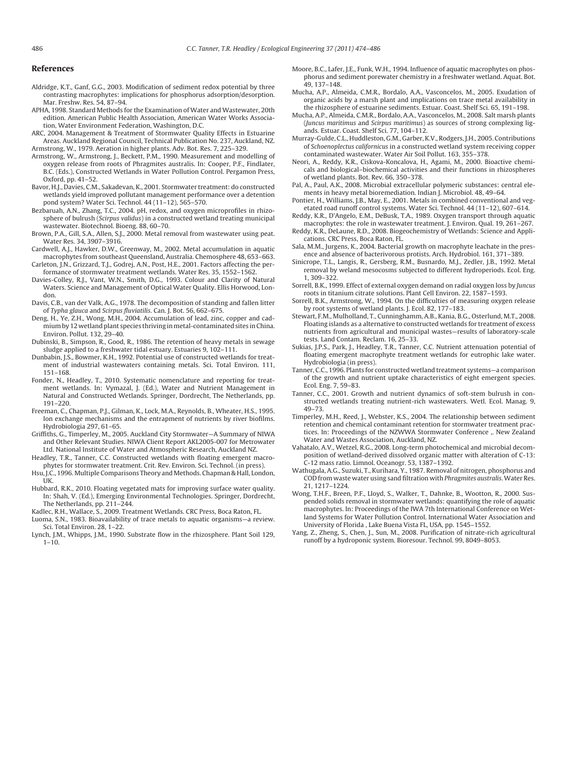## References

Aldridge, K.T., Ganf, G.G., 2003. Modification of sediment redox potential by three contrasting macrophytes: implications for phosphorus adsorption/desorption. Mar. Freshw. Res. 54, 87–94.

APHA, 1998. Standard Methods for the Examination of Water and Wastewater, 20th edition. American Public Health Association, American Water Works Association, Water Environment Federation, Washington, D.C.

ARC, 2004. Management & Treatment of Stormwater Quality Effects in Estuarine Areas. Auckland Regional Council, Technical Publication No. 237, Auckland, NZ.

Armstrong, W., 1979. Aeration in higher plants. Adv. Bot. Res. 7, 225–329.

Armstrong, W., Armstrong, J., Beckett, P.M., 1990. Measurement and modelling of oxygen release from roots of Phragmites australis. In: Cooper, P.F., Findlater, B.C. (Eds.), Constructed Wetlands in Water Pollution Control. Pergamon Press, Oxford, pp. 41–52.

Bavor, H.J., Davies, C.M., Sakadevan, K., 2001. Stormwater treatment: do constructed wetlands yield improved pollutant management performance over a detention pond system? Water Sci. Technol. 44 (11–12), 565–570.

Bezbaruah, A.N., Zhang, T.C., 2004. pH, redox, and oxygen microprofiles in rhizosphere of bulrush (*Scirpus validus*) in a constructed wetland treating municipal wastewater. Biotechnol. Bioeng. 88, 60–70.

Brown, P.A., Gill, S.A., Allen, S.J., 2000. Metal removal from wastewater using peat. Water Res. 34, 3907–3916.

Cardwell, A.J., Hawker, D.W., Greenway, M., 2002. Metal accumulation in aquatic macrophytes from southeast Queensland, Australia. Chemosphere 48, 653–663.

Carleton, J.N., Grizzard, T.J., Godrej, A.N., Post, H.E., 2001. Factors affecting the performance of stormwater treatment wetlands. Water Res. 35, 1552–1562.

Davies-Colley, R.J., Vant, W.N., Smith, D.G., 1993. Colour and Clarity of Natural Waters. Science and Management of Optical Water Quality. Ellis Horwood, London.

Davis, C.B., van der Valk, A.G., 1978. The decomposition of standing and fallen litter of *Typha glauca* and *Scirpus fluviatilis*. Can. J. Bot. 56, 662–675.

Deng, H., Ye, Z.H., Wong, M.H., 2004. Accumulation of lead, zinc, copper and cadmium by 12 wetland plant species thriving in metal-contaminated sites in China. Environ. Pollut. 132, 29–40.

Dubinski, B., Simpson, R., Good, R., 1986. The retention of heavy metals in sewage sludge applied to a freshwater tidal estuary. Estuaries 9, 102–111.

Dunbabin, J.S., Bowmer, K.H., 1992. Potential use of constructed wetlands for treatment of industrial wastewaters containing metals. Sci. Total Environ. 111, 151–168.

Fonder, N., Headley, T., 2010. Systematic nomenclature and reporting for treatment wetlands. In: Vymazal, J. (Ed.), Water and Nutrient Management in Natural and Constructed Wetlands. Springer, Dordrecht, The Netherlands, pp. 191–220.

Freeman, C., Chapman, P.J., Gilman, K., Lock, M.A., Reynolds, B., Wheater, H.S., 1995. Ion exchange mechanisms and the entrapment of nutrients by river biofilms. Hydrobiologia 297, 61–65.

Griffiths, G., Timperley, M., 2005. Auckland City Stormwater—A Summary of NIWA and Other Relevant Studies. NIWA Client Report AKL2005-007 for Metrowater Ltd. National Institute of Water and Atmospheric Research, Auckland NZ.

Headley, T.R., Tanner, C.C. Constructed wetlands with floating emergent macrophytes for stormwater treatment. Crit. Rev. Environ. Sci. Technol. (in press).

Hsu, J.C., 1996. Multiple Comparisons Theory and Methods. Chapman & Hall, London, UK.

Hubbard, R.K., 2010. Floating vegetated mats for improving surface water quality. In: Shah, V. (Ed.), Emerging Environmental Technologies. Springer, Dordrecht, The Netherlands, pp. 211–244.

Kadlec, R.H., Wallace, S., 2009. Treatment Wetlands. CRC Press, Boca Raton, FL.

Luoma, S.N., 1983. Bioavailability of trace metals to aquatic organisms—a review. Sci. Total Environ. 28, 1–22.

Lynch, J.M., Whipps, J.M., 1990. Substrate flow in the rhizosphere. Plant Soil 129, 1–10.

Moore, B.C., Lafer, J.E., Funk, W.H., 1994. Influence of aquatic macrophytes on phosphorus and sediment porewater chemistry in a freshwater wetland. Aquat. Bot. 49, 137–148.

Mucha, A.P., Almeida, C.M.R., Bordalo, A.A., Vasconcelos, M., 2005. Exudation of organic acids by a marsh plant and implications on trace metal availability in the rhizosphere of estuarine sediments. Estuar. Coast. Shelf Sci. 65, 191–198.

Mucha, A.P., Almeida, C.M.R., Bordalo, A.A., Vasconcelos, M., 2008. Salt marsh plants (*Juncus maritimus* and *Scirpus maritimus*) as sources of strong complexing ligands. Estuar. Coast. Shelf Sci. 77, 104–112.

Murray-Gulde, C.L., Huddleston, G.M., Garber, K.V., Rodgers, J.H., 2005. Contributions of *Schoenoplectus californicus* in a constructed wetland system receiving copper contaminated wastewater. Water Air Soil Pollut. 163, 355–378.

Neori, A., Reddy, K.R., Ciskova-Koncalova, H., Agami, M., 2000. Bioactive chemicals and biological–biochemical activities and their functions in rhizospheres of wetland plants. Bot. Rev. 66, 350–378.

Pal, A., Paul, A.K., 2008. Microbial extracellular polymeric substances: central elements in heavy metal bioremediation. Indian J. Microbiol. 48, 49–64.

Pontier, H., Williams, J.B., May, E., 2001. Metals in combined conventional and vegetated road runoff control systems. Water Sci. Technol. 44 (11–12), 607–614.

Reddy, K.R., D'Angelo, E.M., DeBusk, T.A., 1989. Oxygen transport through aquatic macrophytes: the role in wastewater treatment. J. Environ. Qual. 19, 261–267.

Reddy, K.R., DeLaune, R.D., 2008. Biogeochemistry of Wetlands: Science and Applications. CRC Press, Boca Raton, FL.

Sala, M.M., Jurgens, K., 2004. Bacterial growth on macrophyte leachate in the presence and absence of bacterivorous protists. Arch. Hydrobiol. 161, 371–389.

Sinicrope, T.L., Langis, R., Gersberg, R.M., Busnardo, M.J., Zedler, J.B., 1992. Metal removal by weland mesocosms subjected to different hydroperiods. Ecol. Eng. 1, 309–322.

Sorrell, B.K., 1999. Effect of external oxygen demand on radial oxygen loss by *Juncus* roots in titanium citrate solutions. Plant Cell Environ. 22, 1587–1593.

Sorrell, B.K., Armstrong, W., 1994. On the difficulties of measuring oxygen release by root systems of wetland plants. J. Ecol. 82, 177–183.

Stewart, F.M., Mulholland, T., Cunninghamm, A.B., Kania, B.G., Osterlund, M.T., 2008. Floating islands as a alternative to constructed wetlands for treatment of excess nutrients from agricultural and municipal wastes—results of laboratory-scale tests. Land Contam. Reclam. 16, 25–33.

Sukias, J.P.S., Park, J., Headley, T.R., Tanner, C.C. Nutrient attenuation potential of floating emergent macrophyte treatment wetlands for eutrophic lake water. Hydrobiologia (in press).

Tanner, C.C., 1996. Plants for constructed wetland treatment systems—a comparison of the growth and nutrient uptake characteristics of eight emergent species. Ecol. Eng. 7, 59–83.

Tanner, C.C., 2001. Growth and nutrient dynamics of soft-stem bulrush in constructed wetlands treating nutrient-rich wastewaters. Wetl. Ecol. Manag. 9, 49–73.

Timperley, M.H., Reed, J., Webster, K.S., 2004. The relationship between sediment retention and chemical contaminant retention for stormwater treatment practices. In: Proceedings of the NZWWA Stormwater Conference ,. New Zealand Water and Wastes Association, Auckland, NZ.

Vahatalo, A.V., Wetzel, R.G., 2008. Long-term photochemical and microbial decomposition of wetland-derived dissolved organic matter with alteration of C-13: C-12 mass ratio. Limnol. Oceanogr. 53, 1387–1392.

Wathugala, A.G., Suzuki, T., Kurihara, Y., 1987. Removal of nitrogen, phosphorus and COD from waste water using sand filtration with *Phragmites australis*. Water Res. 21, 1217–1224.

Wong, T.H.F., Breen, P.F., Lloyd, S., Walker, T., Dahnke, B., Wootton, R., 2000. Suspended solids removal in stormwater wetlands: quantifying the role of aquatic macrophytes. In: Proceedings of the IWA 7th International Conference on Wetland Systems for Water Pollution Control. International Water Association and University of Florida , Lake Buena Vista FL, USA, pp. 1545–1552.

Yang, Z., Zheng, S., Chen, J., Sun, M., 2008. Purification of nitrate-rich agricultural runoff by a hydroponic system. Bioresour. Technol. 99, 8049–8053.